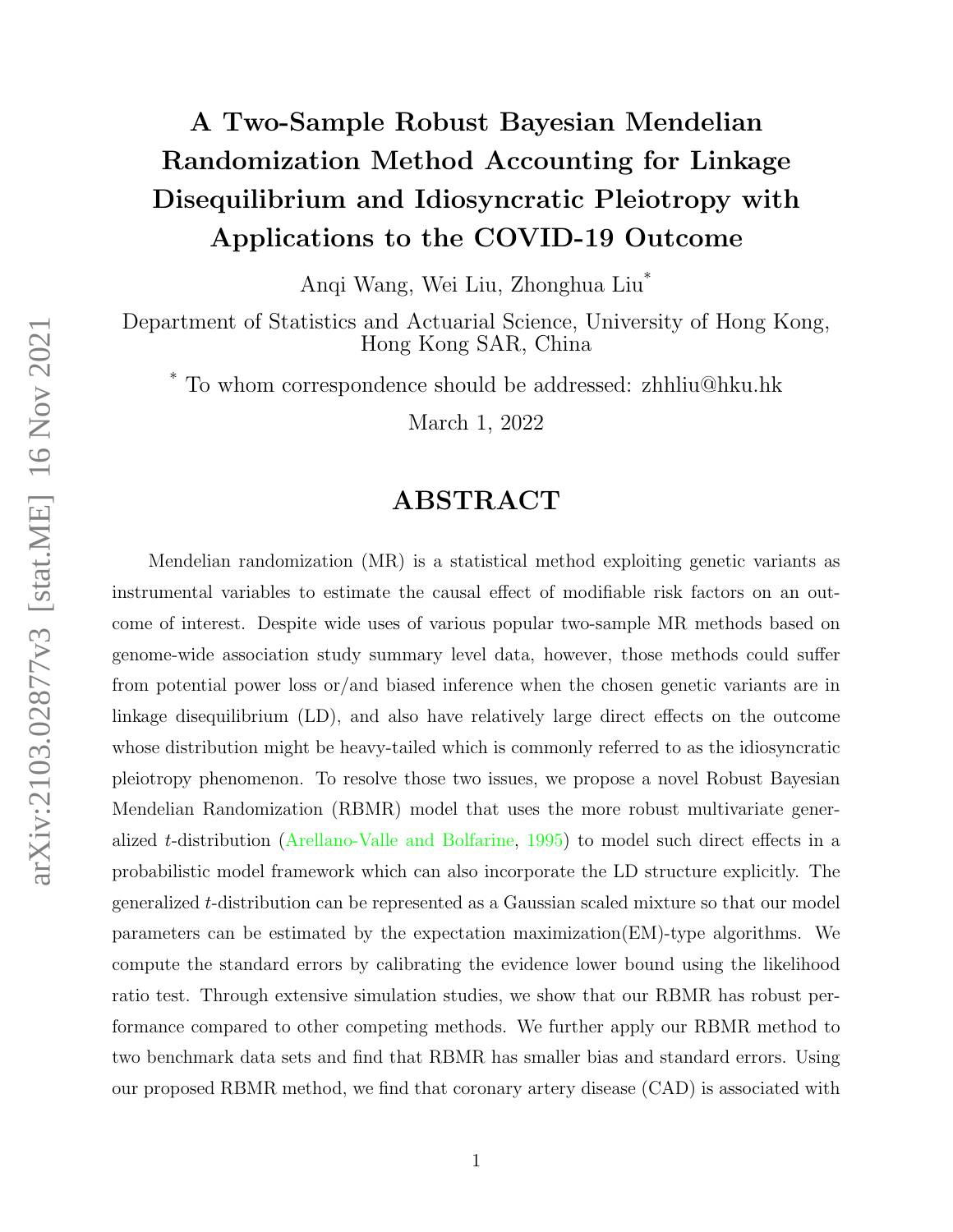# A Two-Sample Robust Bayesian Mendelian Randomization Method Accounting for Linkage Disequilibrium and Idiosyncratic Pleiotropy with Applications to the COVID-19 Outcome

Anqi Wang, Wei Liu, Zhonghua Liu*

Department of Statistics and Actuarial Science, University of Hong Kong, Hong Kong SAR, China

* To whom correspondence should be addressed: zhhliu@hku.hk

March 1, 2022

## ABSTRACT

Mendelian randomization (MR) is a statistical method exploiting genetic variants as instrumental variables to estimate the causal effect of modifiable risk factors on an outcome of interest. Despite wide uses of various popular two-sample MR methods based on genome-wide association study summary level data, however, those methods could suffer from potential power loss or/and biased inference when the chosen genetic variants are in linkage disequilibrium (LD), and also have relatively large direct effects on the outcome whose distribution might be heavy-tailed which is commonly referred to as the idiosyncratic pleiotropy phenomenon. To resolve those two issues, we propose a novel Robust Bayesian Mendelian Randomization (RBMR) model that uses the more robust multivariate generalized $t$-distribution (Arellano-Valle and Bolfarine, 1995) to model such direct effects in a probabilistic model framework which can also incorporate the LD structure explicitly. The generalized $t$-distribution can be represented as a Gaussian scaled mixture so that our model parameters can be estimated by the expectation maximization(EM)-type algorithms. We compute the standard errors by calibrating the evidence lower bound using the likelihood ratio test. Through extensive simulation studies, we show that our RBMR has robust performance compared to other competing methods. We further apply our RBMR method to two benchmark data sets and find that RBMR has smaller bias and standard errors. Using our proposed RBMR method, we find that coronary artery disease (CAD) is associated with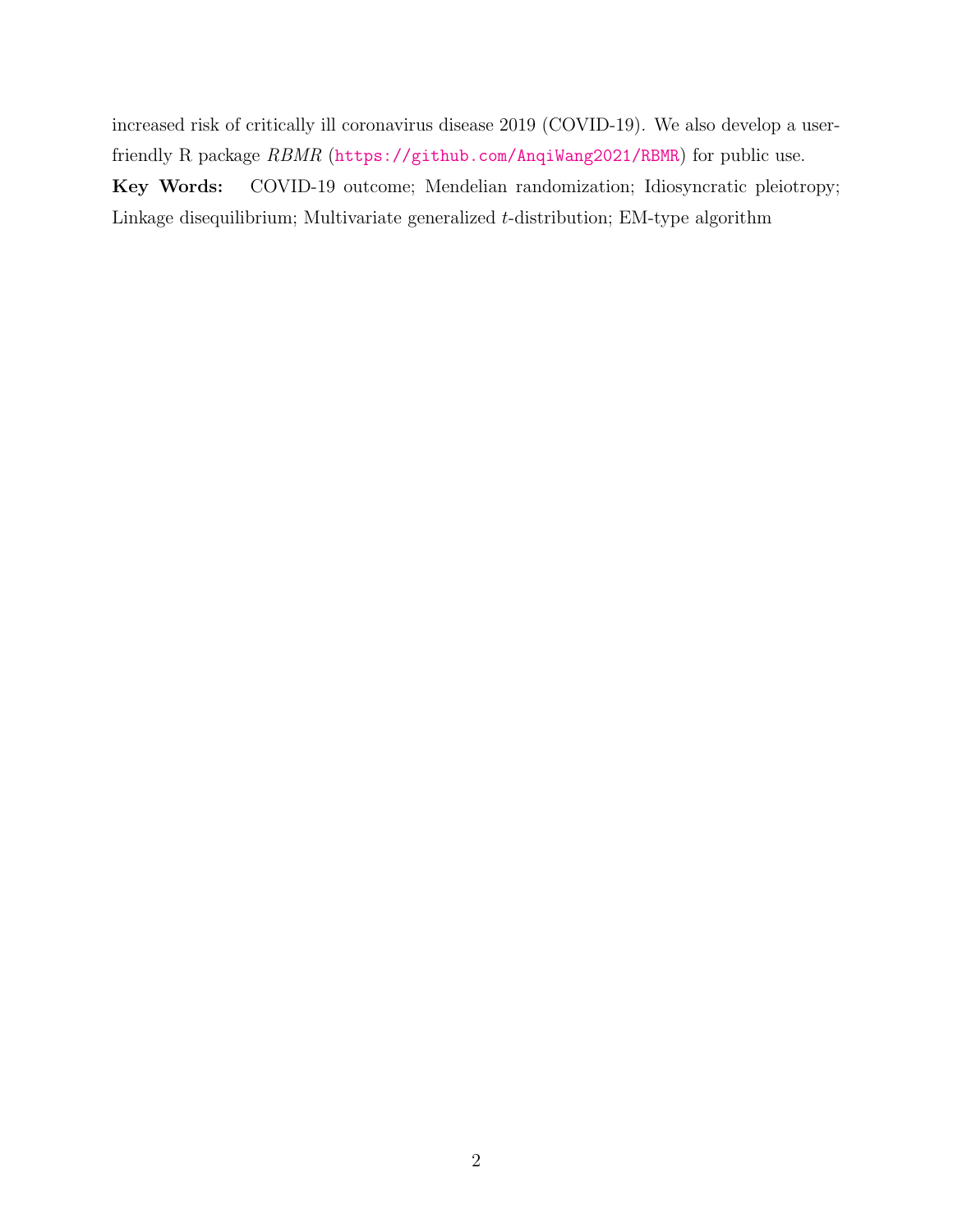increased risk of critically ill coronavirus disease 2019 (COVID-19). We also develop a user-friendly R package *RBMR* (`https://github.com/AnqiWang2021/RBMR`) for public use.

**Key Words:** COVID-19 outcome; Mendelian randomization; Idiosyncratic pleiotropy; Linkage disequilibrium; Multivariate generalized $t$-distribution; EM-type algorithm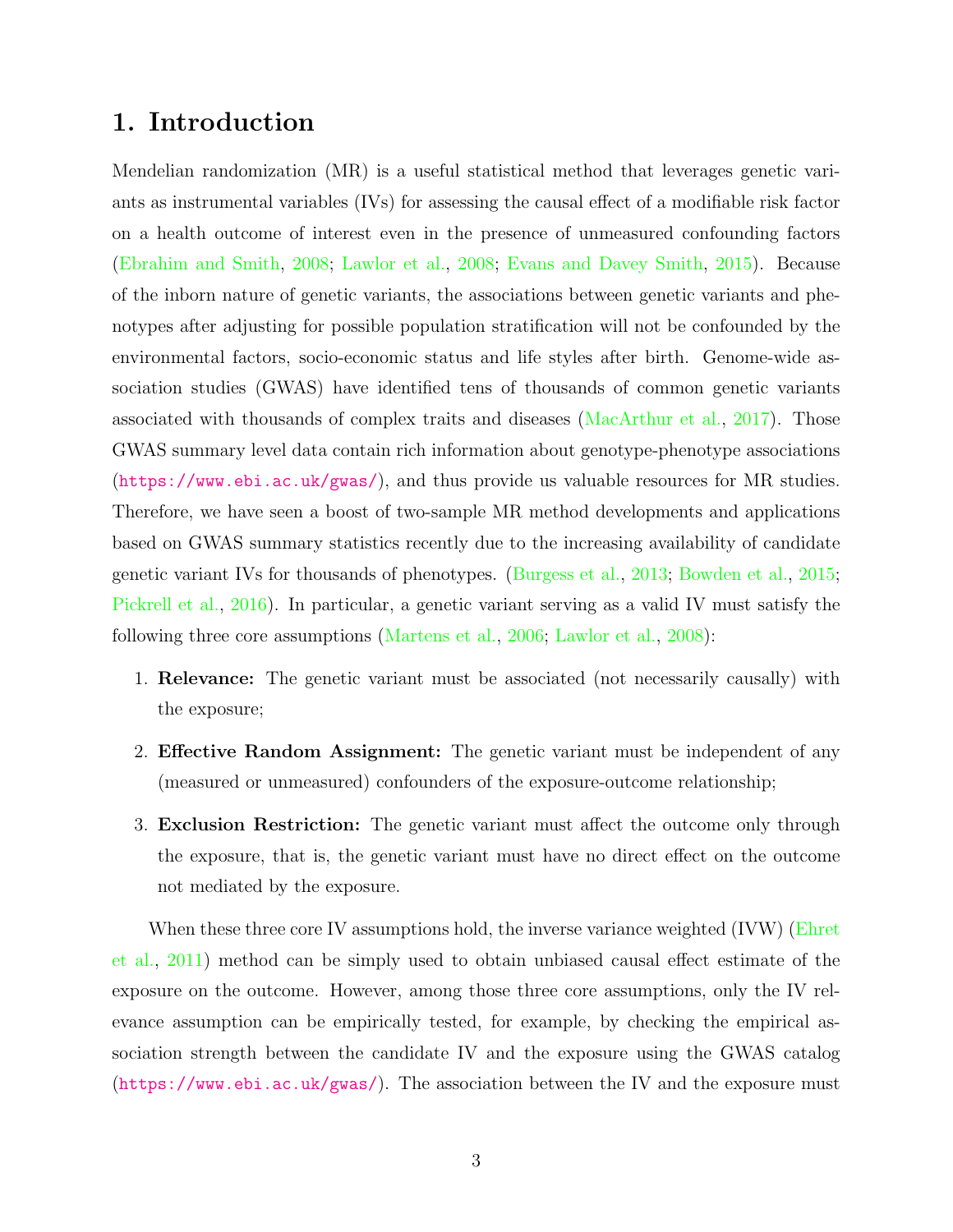# 1. Introduction

Mendelian randomization (MR) is a useful statistical method that leverages genetic variants as instrumental variables (IVs) for assessing the causal effect of a modifiable risk factor on a health outcome of interest even in the presence of unmeasured confounding factors (Ebrahim and Smith, 2008; Lawlor et al., 2008; Evans and Davey Smith, 2015). Because of the inborn nature of genetic variants, the associations between genetic variants and phenotypes after adjusting for possible population stratification will not be confounded by the environmental factors, socio-economic status and life styles after birth. Genome-wide association studies (GWAS) have identified tens of thousands of common genetic variants associated with thousands of complex traits and diseases (MacArthur et al., 2017). Those GWAS summary level data contain rich information about genotype-phenotype associations (https://www.ebi.ac.uk/gwas/), and thus provide us valuable resources for MR studies. Therefore, we have seen a boost of two-sample MR method developments and applications based on GWAS summary statistics recently due to the increasing availability of candidate genetic variant IVs for thousands of phenotypes. (Burgess et al., 2013; Bowden et al., 2015; Pickrell et al., 2016). In particular, a genetic variant serving as a valid IV must satisfy the following three core assumptions (Martens et al., 2006; Lawlor et al., 2008):

1. **Relevance:** The genetic variant must be associated (not necessarily causally) with the exposure;
2. **Effective Random Assignment:** The genetic variant must be independent of any (measured or unmeasured) confounders of the exposure-outcome relationship;
3. **Exclusion Restriction:** The genetic variant must affect the outcome only through the exposure, that is, the genetic variant must have no direct effect on the outcome not mediated by the exposure.

When these three core IV assumptions hold, the inverse variance weighted (IVW) (Ehret et al., 2011) method can be simply used to obtain unbiased causal effect estimate of the exposure on the outcome. However, among those three core assumptions, only the IV relevance assumption can be empirically tested, for example, by checking the empirical association strength between the candidate IV and the exposure using the GWAS catalog (https://www.ebi.ac.uk/gwas/). The association between the IV and the exposure must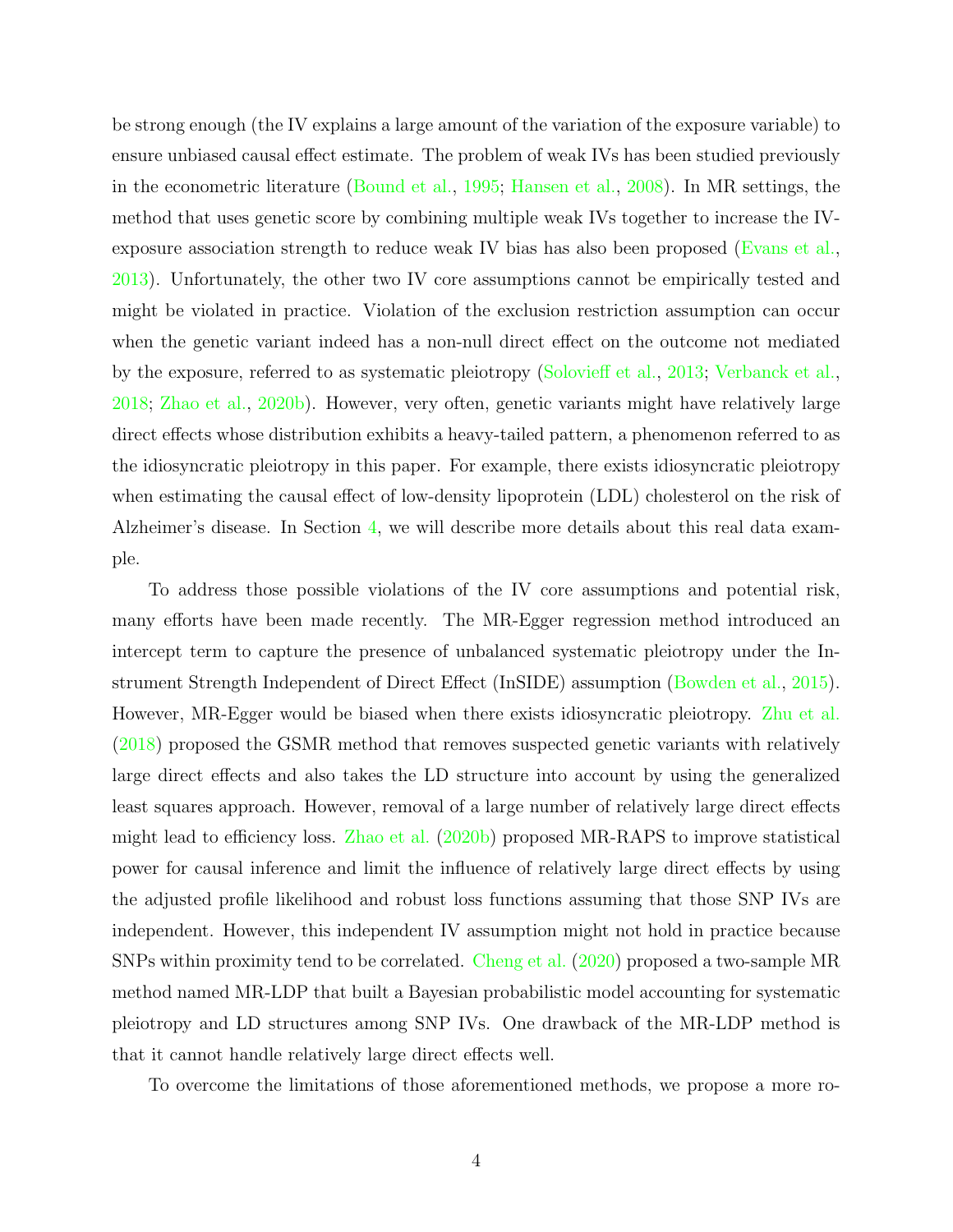be strong enough (the IV explains a large amount of the variation of the exposure variable) to ensure unbiased causal effect estimate. The problem of weak IVs has been studied previously in the econometric literature (Bound et al., 1995; Hansen et al., 2008). In MR settings, the method that uses genetic score by combining multiple weak IVs together to increase the IV-exposure association strength to reduce weak IV bias has also been proposed (Evans et al., 2013). Unfortunately, the other two IV core assumptions cannot be empirically tested and might be violated in practice. Violation of the exclusion restriction assumption can occur when the genetic variant indeed has a non-null direct effect on the outcome not mediated by the exposure, referred to as systematic pleiotropy (Solovieff et al., 2013; Verbanck et al., 2018; Zhao et al., 2020b). However, very often, genetic variants might have relatively large direct effects whose distribution exhibits a heavy-tailed pattern, a phenomenon referred to as the idiosyncratic pleiotropy in this paper. For example, there exists idiosyncratic pleiotropy when estimating the causal effect of low-density lipoprotein (LDL) cholesterol on the risk of Alzheimer's disease. In Section 4, we will describe more details about this real data example.

To address those possible violations of the IV core assumptions and potential risk, many efforts have been made recently. The MR-Egger regression method introduced an intercept term to capture the presence of unbalanced systematic pleiotropy under the Instrument Strength Independent of Direct Effect (InSIDE) assumption (Bowden et al., 2015). However, MR-Egger would be biased when there exists idiosyncratic pleiotropy. Zhu et al. (2018) proposed the GSMR method that removes suspected genetic variants with relatively large direct effects and also takes the LD structure into account by using the generalized least squares approach. However, removal of a large number of relatively large direct effects might lead to efficiency loss. Zhao et al. (2020b) proposed MR-RAPS to improve statistical power for causal inference and limit the influence of relatively large direct effects by using the adjusted profile likelihood and robust loss functions assuming that those SNP IVs are independent. However, this independent IV assumption might not hold in practice because SNPs within proximity tend to be correlated. Cheng et al. (2020) proposed a two-sample MR method named MR-LDP that built a Bayesian probabilistic model accounting for systematic pleiotropy and LD structures among SNP IVs. One drawback of the MR-LDP method is that it cannot handle relatively large direct effects well.

To overcome the limitations of those aforementioned methods, we propose a more ro-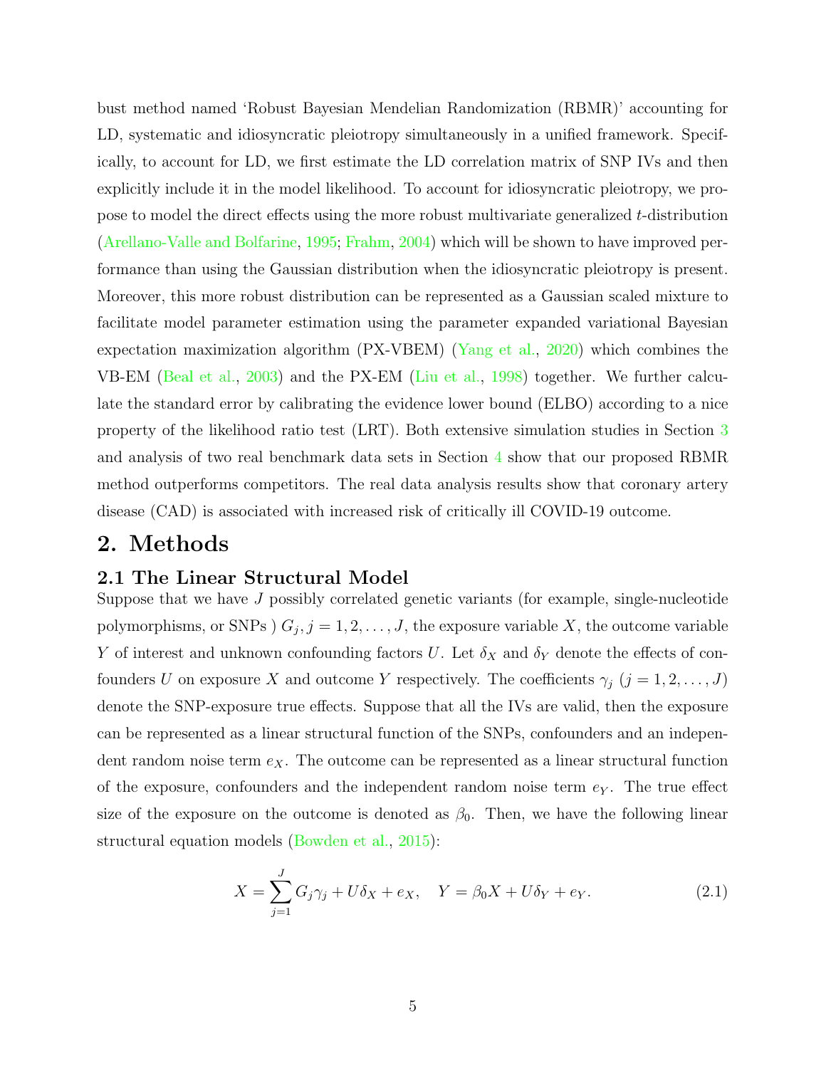bust method named 'Robust Bayesian Mendelian Randomization (RBMR)' accounting for LD, systematic and idiosyncratic pleiotropy simultaneously in a unified framework. Specifically, to account for LD, we first estimate the LD correlation matrix of SNP IVs and then explicitly include it in the model likelihood. To account for idiosyncratic pleiotropy, we propose to model the direct effects using the more robust multivariate generalized $t$-distribution (Arellano-Valle and Bolfarine, 1995; Frahm, 2004) which will be shown to have improved performance than using the Gaussian distribution when the idiosyncratic pleiotropy is present. Moreover, this more robust distribution can be represented as a Gaussian scaled mixture to facilitate model parameter estimation using the parameter expanded variational Bayesian expectation maximization algorithm (PX-VBEM) (Yang et al., 2020) which combines the VB-EM (Beal et al., 2003) and the PX-EM (Liu et al., 1998) together. We further calculate the standard error by calibrating the evidence lower bound (ELBO) according to a nice property of the likelihood ratio test (LRT). Both extensive simulation studies in Section 3 and analysis of two real benchmark data sets in Section 4 show that our proposed RBMR method outperforms competitors. The real data analysis results show that coronary artery disease (CAD) is associated with increased risk of critically ill COVID-19 outcome.

# 2. Methods

## 2.1 The Linear Structural Model

Suppose that we have $J$ possibly correlated genetic variants (for example, single-nucleotide polymorphisms, or SNPs ) $G_j, j = 1, 2, \ldots, J$, the exposure variable $X$, the outcome variable $Y$ of interest and unknown confounding factors $U$. Let $\delta_X$ and $\delta_Y$ denote the effects of confounders $U$ on exposure $X$ and outcome $Y$ respectively. The coefficients $\gamma_j$ $(j = 1, 2, \ldots, J)$ denote the SNP-exposure true effects. Suppose that all the IVs are valid, then the exposure can be represented as a linear structural function of the SNPs, confounders and an independent random noise term $e_X$. The outcome can be represented as a linear structural function of the exposure, confounders and the independent random noise term $e_Y$. The true effect size of the exposure on the outcome is denoted as $\beta_0$. Then, we have the following linear structural equation models (Bowden et al., 2015):

$$X = \sum_{j=1}^{J} G_j \gamma_j + U\delta_X + e_X, \quad Y = \beta_0 X + U\delta_Y + e_Y. \tag{2.1}$$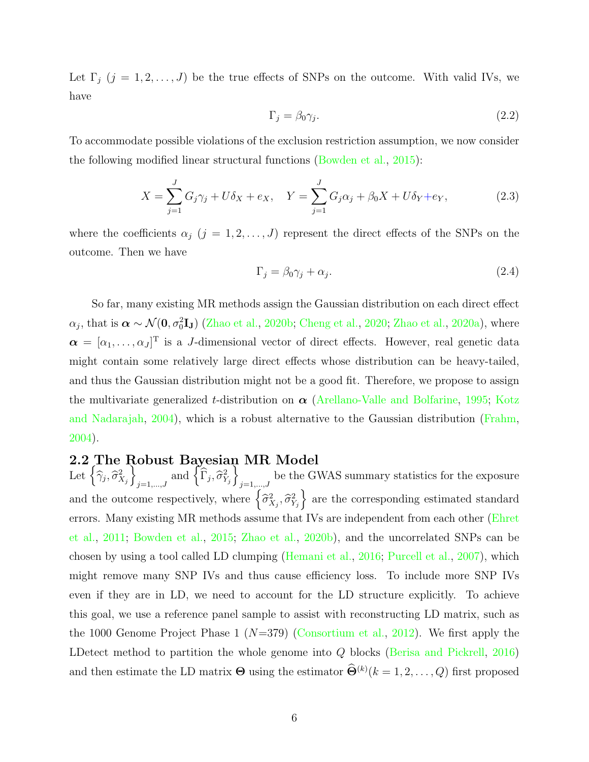Let $\Gamma_j$ ($j = 1, 2, \ldots, J$) be the true effects of SNPs on the outcome. With valid IVs, we have

$$\Gamma_j = \beta_0 \gamma_j. \tag{2.2}$$

To accommodate possible violations of the exclusion restriction assumption, we now consider the following modified linear structural functions (Bowden et al., 2015):

$$X = \sum_{j=1}^{J} G_j \gamma_j + U\delta_X + e_X, \quad Y = \sum_{j=1}^{J} G_j \alpha_j + \beta_0 X + U\delta_Y + e_Y, \tag{2.3}$$

where the coefficients $\alpha_j$ ($j = 1, 2, \ldots, J$) represent the direct effects of the SNPs on the outcome. Then we have

$$\Gamma_j = \beta_0 \gamma_j + \alpha_j. \tag{2.4}$$

So far, many existing MR methods assign the Gaussian distribution on each direct effect $\alpha_j$, that is $\boldsymbol{\alpha} \sim \mathcal{N}(\mathbf{0}, \sigma_0^2 \mathbf{I_J})$ (Zhao et al., 2020b; Cheng et al., 2020; Zhao et al., 2020a), where $\boldsymbol{\alpha} = [\alpha_1, \ldots, \alpha_J]^{\mathrm{T}}$ is a $J$-dimensional vector of direct effects. However, real genetic data might contain some relatively large direct effects whose distribution can be heavy-tailed, and thus the Gaussian distribution might not be a good fit. Therefore, we propose to assign the multivariate generalized $t$-distribution on $\boldsymbol{\alpha}$ (Arellano-Valle and Bolfarine, 1995; Kotz and Nadarajah, 2004), which is a robust alternative to the Gaussian distribution (Frahm, 2004).

## 2.2 The Robust Bayesian MR Model

Let $\left\{\widehat{\gamma}_j, \widehat{\sigma}_{X_j}^2\right\}_{j=1,\ldots,J}$ and $\left\{\widehat{\Gamma}_j, \widehat{\sigma}_{Y_j}^2\right\}_{j=1,\ldots,J}$ be the GWAS summary statistics for the exposure and the outcome respectively, where $\left\{\widehat{\sigma}_{X_j}^2, \widehat{\sigma}_{Y_j}^2\right\}$ are the corresponding estimated standard errors. Many existing MR methods assume that IVs are independent from each other (Ehret et al., 2011; Bowden et al., 2015; Zhao et al., 2020b), and the uncorrelated SNPs can be chosen by using a tool called LD clumping (Hemani et al., 2016; Purcell et al., 2007), which might remove many SNP IVs and thus cause efficiency loss. To include more SNP IVs even if they are in LD, we need to account for the LD structure explicitly. To achieve this goal, we use a reference panel sample to assist with reconstructing LD matrix, such as the 1000 Genome Project Phase 1 ($N$=379) (Consortium et al., 2012). We first apply the LDetect method to partition the whole genome into $Q$ blocks (Berisa and Pickrell, 2016) and then estimate the LD matrix $\boldsymbol{\Theta}$ using the estimator $\widehat{\boldsymbol{\Theta}}^{(k)}(k = 1, 2, \ldots, Q)$ first proposed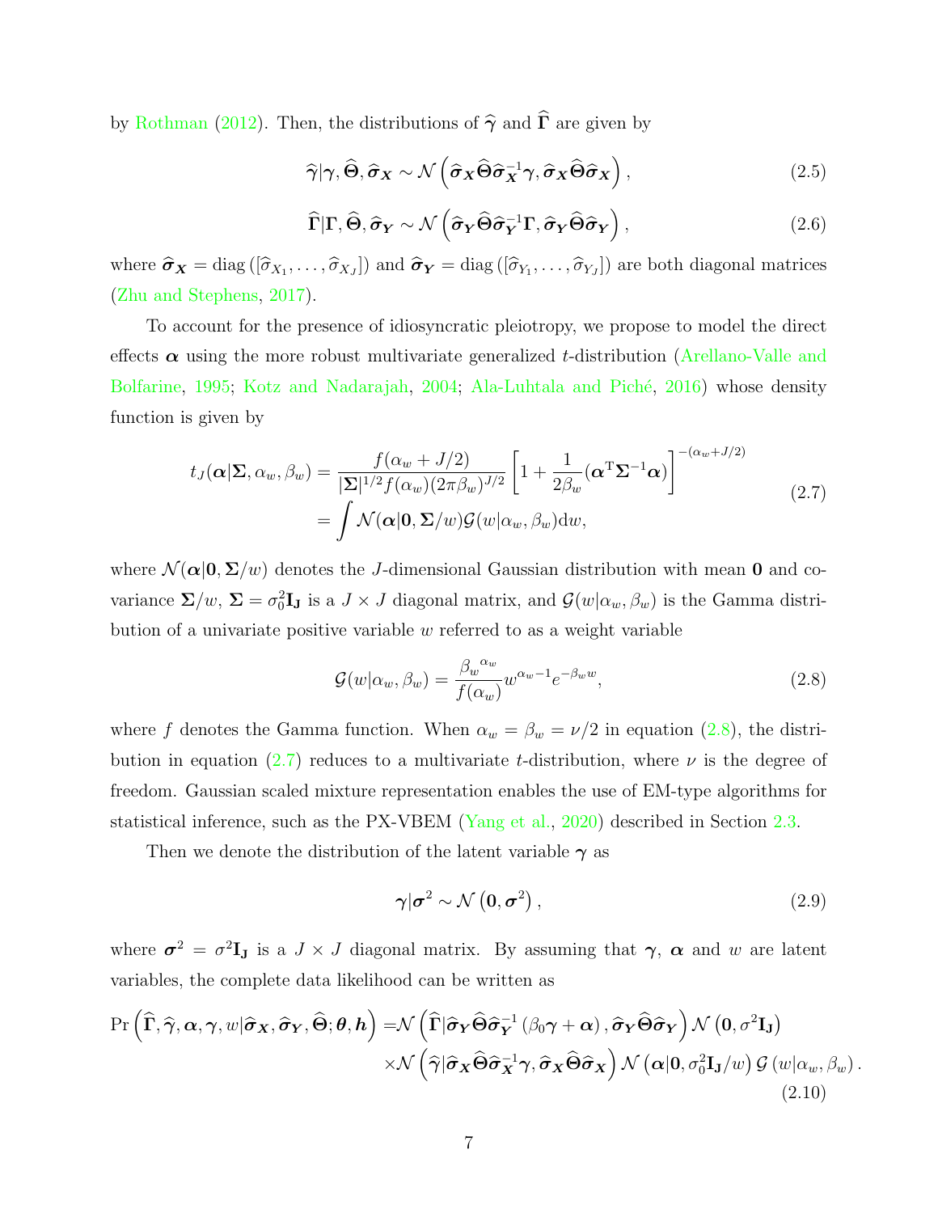by Rothman (2012). Then, the distributions of $\widehat{\boldsymbol{\gamma}}$ and $\widehat{\boldsymbol{\Gamma}}$ are given by

$$
\widehat{\boldsymbol{\gamma}}|\boldsymbol{\gamma}, \widehat{\boldsymbol{\Theta}}, \widehat{\boldsymbol{\sigma}}_{\boldsymbol{X}} \sim \mathcal{N}\left(\widehat{\boldsymbol{\sigma}}_{\boldsymbol{X}}\widehat{\boldsymbol{\Theta}}\widehat{\boldsymbol{\sigma}}_{\boldsymbol{X}}^{-1}\boldsymbol{\gamma}, \widehat{\boldsymbol{\sigma}}_{\boldsymbol{X}}\widehat{\boldsymbol{\Theta}}\widehat{\boldsymbol{\sigma}}_{\boldsymbol{X}}\right), \tag{2.5}
$$

$$
\widehat{\boldsymbol{\Gamma}}|\boldsymbol{\Gamma}, \widehat{\boldsymbol{\Theta}}, \widehat{\boldsymbol{\sigma}}_{\boldsymbol{Y}} \sim \mathcal{N}\left(\widehat{\boldsymbol{\sigma}}_{\boldsymbol{Y}}\widehat{\boldsymbol{\Theta}}\widehat{\boldsymbol{\sigma}}_{\boldsymbol{Y}}^{-1}\boldsymbol{\Gamma}, \widehat{\boldsymbol{\sigma}}_{\boldsymbol{Y}}\widehat{\boldsymbol{\Theta}}\widehat{\boldsymbol{\sigma}}_{\boldsymbol{Y}}\right), \tag{2.6}
$$

where $\widehat{\boldsymbol{\sigma}}_{\boldsymbol{X}} = \operatorname{diag}\left([\widehat{\sigma}_{X_1}, \ldots, \widehat{\sigma}_{X_J}]\right)$ and $\widehat{\boldsymbol{\sigma}}_{\boldsymbol{Y}} = \operatorname{diag}\left([\widehat{\sigma}_{Y_1}, \ldots, \widehat{\sigma}_{Y_J}]\right)$ are both diagonal matrices (Zhu and Stephens, 2017).

To account for the presence of idiosyncratic pleiotropy, we propose to model the direct effects $\boldsymbol{\alpha}$ using the more robust multivariate generalized $t$-distribution (Arellano-Valle and Bolfarine, 1995; Kotz and Nadarajah, 2004; Ala-Luhtala and Piché, 2016) whose density function is given by

$$
\begin{aligned}
t_J(\boldsymbol{\alpha}|\boldsymbol{\Sigma}, \alpha_w, \beta_w) &= \frac{f(\alpha_w + J/2)}{|\boldsymbol{\Sigma}|^{1/2} f(\alpha_w)(2\pi\beta_w)^{J/2}}\left[1 + \frac{1}{2\beta_w}(\boldsymbol{\alpha}^{\mathrm{T}}\boldsymbol{\Sigma}^{-1}\boldsymbol{\alpha})\right]^{-(\alpha_w + J/2)} \\
&= \int \mathcal{N}(\boldsymbol{\alpha}|\mathbf{0}, \boldsymbol{\Sigma}/w)\mathcal{G}(w|\alpha_w, \beta_w)\mathrm{d}w,
\end{aligned} \tag{2.7}
$$

where $\mathcal{N}(\boldsymbol{\alpha}|\mathbf{0}, \boldsymbol{\Sigma}/w)$ denotes the $J$-dimensional Gaussian distribution with mean $\mathbf{0}$ and covariance $\boldsymbol{\Sigma}/w$, $\boldsymbol{\Sigma} = \sigma_0^2\mathbf{I_J}$ is a $J \times J$ diagonal matrix, and $\mathcal{G}(w|\alpha_w, \beta_w)$ is the Gamma distribution of a univariate positive variable $w$ referred to as a weight variable

$$
\mathcal{G}(w|\alpha_w, \beta_w) = \frac{{\beta_w}^{\alpha_w}}{f(\alpha_w)}w^{\alpha_w - 1}e^{-\beta_w w}, \tag{2.8}
$$

where $f$ denotes the Gamma function. When $\alpha_w = \beta_w = \nu/2$ in equation (2.8), the distribution in equation (2.7) reduces to a multivariate $t$-distribution, where $\nu$ is the degree of freedom. Gaussian scaled mixture representation enables the use of EM-type algorithms for statistical inference, such as the PX-VBEM (Yang et al., 2020) described in Section 2.3.

Then we denote the distribution of the latent variable $\boldsymbol{\gamma}$ as

$$
\boldsymbol{\gamma}|\boldsymbol{\sigma}^2 \sim \mathcal{N}\left(\mathbf{0}, \boldsymbol{\sigma}^2\right), \tag{2.9}
$$

where $\boldsymbol{\sigma}^2 = \sigma^2\mathbf{I_J}$ is a $J \times J$ diagonal matrix. By assuming that $\boldsymbol{\gamma}$, $\boldsymbol{\alpha}$ and $w$ are latent variables, the complete data likelihood can be written as

$$
\begin{aligned}
\Pr\left(\widehat{\boldsymbol{\Gamma}}, \widehat{\boldsymbol{\gamma}}, \boldsymbol{\alpha}, \boldsymbol{\gamma}, w|\widehat{\boldsymbol{\sigma}}_{\boldsymbol{X}}, \widehat{\boldsymbol{\sigma}}_{\boldsymbol{Y}}, \widehat{\boldsymbol{\Theta}}; \boldsymbol{\theta}, \boldsymbol{h}\right) =& \mathcal{N}\left(\widehat{\boldsymbol{\Gamma}}|\widehat{\boldsymbol{\sigma}}_{\boldsymbol{Y}}\widehat{\boldsymbol{\Theta}}\widehat{\boldsymbol{\sigma}}_{\boldsymbol{Y}}^{-1}\left(\beta_0\boldsymbol{\gamma} + \boldsymbol{\alpha}\right), \widehat{\boldsymbol{\sigma}}_{\boldsymbol{Y}}\widehat{\boldsymbol{\Theta}}\widehat{\boldsymbol{\sigma}}_{\boldsymbol{Y}}\right)\mathcal{N}\left(\mathbf{0}, \sigma^2\mathbf{I_J}\right) \\
&\times\mathcal{N}\left(\widehat{\boldsymbol{\gamma}}|\widehat{\boldsymbol{\sigma}}_{\boldsymbol{X}}\widehat{\boldsymbol{\Theta}}\widehat{\boldsymbol{\sigma}}_{\boldsymbol{X}}^{-1}\boldsymbol{\gamma}, \widehat{\boldsymbol{\sigma}}_{\boldsymbol{X}}\widehat{\boldsymbol{\Theta}}\widehat{\boldsymbol{\sigma}}_{\boldsymbol{X}}\right)\mathcal{N}\left(\boldsymbol{\alpha}|\mathbf{0}, \sigma_0^2\mathbf{I_J}/w\right)\mathcal{G}\left(w|\alpha_w, \beta_w\right).
\end{aligned} \tag{2.10}
$$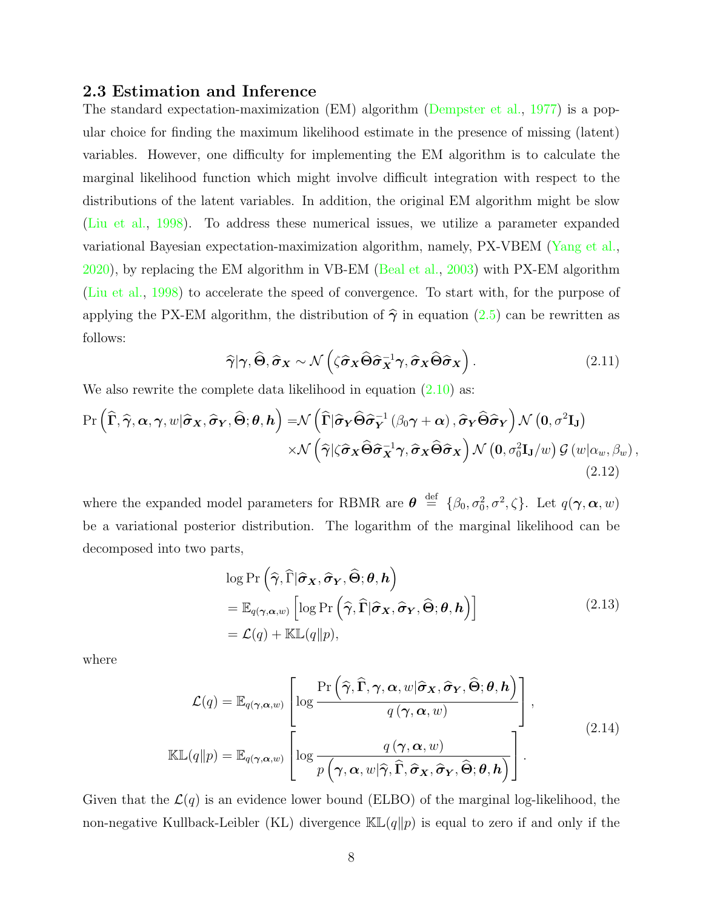## 2.3 Estimation and Inference

The standard expectation-maximization (EM) algorithm (Dempster et al., 1977) is a popular choice for finding the maximum likelihood estimate in the presence of missing (latent) variables. However, one difficulty for implementing the EM algorithm is to calculate the marginal likelihood function which might involve difficult integration with respect to the distributions of the latent variables. In addition, the original EM algorithm might be slow (Liu et al., 1998). To address these numerical issues, we utilize a parameter expanded variational Bayesian expectation-maximization algorithm, namely, PX-VBEM (Yang et al., 2020), by replacing the EM algorithm in VB-EM (Beal et al., 2003) with PX-EM algorithm (Liu et al., 1998) to accelerate the speed of convergence. To start with, for the purpose of applying the PX-EM algorithm, the distribution of $\widehat{\boldsymbol{\gamma}}$ in equation (2.5) can be rewritten as follows:

$$
\widehat{\boldsymbol{\gamma}}|\boldsymbol{\gamma}, \widehat{\boldsymbol{\Theta}}, \widehat{\boldsymbol{\sigma}}_{\boldsymbol{X}} \sim \mathcal{N}\left(\zeta \widehat{\boldsymbol{\sigma}}_{\boldsymbol{X}} \widehat{\boldsymbol{\Theta}} \widehat{\boldsymbol{\sigma}}_{\boldsymbol{X}}^{-1} \boldsymbol{\gamma}, \widehat{\boldsymbol{\sigma}}_{\boldsymbol{X}} \widehat{\boldsymbol{\Theta}} \widehat{\boldsymbol{\sigma}}_{\boldsymbol{X}}\right). \tag{2.11}
$$

We also rewrite the complete data likelihood in equation (2.10) as:

$$
\begin{aligned}
\Pr\left(\widehat{\boldsymbol{\Gamma}}, \widehat{\boldsymbol{\gamma}}, \boldsymbol{\alpha}, \boldsymbol{\gamma}, w | \widehat{\boldsymbol{\sigma}}_{\boldsymbol{X}}, \widehat{\boldsymbol{\sigma}}_{\boldsymbol{Y}}, \widehat{\boldsymbol{\Theta}}; \boldsymbol{\theta}, \boldsymbol{h}\right) =& \mathcal{N}\left(\widehat{\boldsymbol{\Gamma}} | \widehat{\boldsymbol{\sigma}}_{\boldsymbol{Y}} \widehat{\boldsymbol{\Theta}} \widehat{\boldsymbol{\sigma}}_{\boldsymbol{Y}}^{-1}\left(\beta_0 \boldsymbol{\gamma} + \boldsymbol{\alpha}\right), \widehat{\boldsymbol{\sigma}}_{\boldsymbol{Y}} \widehat{\boldsymbol{\Theta}} \widehat{\boldsymbol{\sigma}}_{\boldsymbol{Y}}\right) \mathcal{N}\left(\mathbf{0}, \sigma^2 \mathbf{I_J}\right) \\
&\times \mathcal{N}\left(\widehat{\boldsymbol{\gamma}} | \zeta \widehat{\boldsymbol{\sigma}}_{\boldsymbol{X}} \widehat{\boldsymbol{\Theta}} \widehat{\boldsymbol{\sigma}}_{\boldsymbol{X}}^{-1} \boldsymbol{\gamma}, \widehat{\boldsymbol{\sigma}}_{\boldsymbol{X}} \widehat{\boldsymbol{\Theta}} \widehat{\boldsymbol{\sigma}}_{\boldsymbol{X}}\right) \mathcal{N}\left(\mathbf{0}, \sigma_0^2 \mathbf{I_J}/w\right) \mathcal{G}\left(w | \alpha_w, \beta_w\right),
\end{aligned} \tag{2.12}
$$

where the expanded model parameters for RBMR are $\boldsymbol{\theta} \overset{\text{def}}{=} \{\beta_0, \sigma_0^2, \sigma^2, \zeta\}$. Let $q(\boldsymbol{\gamma}, \boldsymbol{\alpha}, w)$ be a variational posterior distribution. The logarithm of the marginal likelihood can be decomposed into two parts,

$$
\begin{aligned}
&\log \Pr\left(\widehat{\boldsymbol{\gamma}}, \widehat{\Gamma} | \widehat{\boldsymbol{\sigma}}_{\boldsymbol{X}}, \widehat{\boldsymbol{\sigma}}_{\boldsymbol{Y}}, \widehat{\boldsymbol{\Theta}}; \boldsymbol{\theta}, \boldsymbol{h}\right) \\
&= \mathbb{E}_{q(\boldsymbol{\gamma}, \boldsymbol{\alpha}, w)}\left[\log \Pr\left(\widehat{\boldsymbol{\gamma}}, \widehat{\boldsymbol{\Gamma}} | \widehat{\boldsymbol{\sigma}}_{\boldsymbol{X}}, \widehat{\boldsymbol{\sigma}}_{\boldsymbol{Y}}, \widehat{\boldsymbol{\Theta}}; \boldsymbol{\theta}, \boldsymbol{h}\right)\right] \\
&= \mathcal{L}(q) + \mathbb{KL}(q \| p),
\end{aligned} \tag{2.13}
$$

where

$$
\begin{aligned}
\mathcal{L}(q) &= \mathbb{E}_{q(\boldsymbol{\gamma}, \boldsymbol{\alpha}, w)}\left[\log \frac{\Pr\left(\widehat{\boldsymbol{\gamma}}, \widehat{\boldsymbol{\Gamma}}, \boldsymbol{\gamma}, \boldsymbol{\alpha}, w | \widehat{\boldsymbol{\sigma}}_{\boldsymbol{X}}, \widehat{\boldsymbol{\sigma}}_{\boldsymbol{Y}}, \widehat{\boldsymbol{\Theta}}; \boldsymbol{\theta}, \boldsymbol{h}\right)}{q\left(\boldsymbol{\gamma}, \boldsymbol{\alpha}, w\right)}\right], \\
\mathbb{KL}(q \| p) &= \mathbb{E}_{q(\boldsymbol{\gamma}, \boldsymbol{\alpha}, w)}\left[\log \frac{q\left(\boldsymbol{\gamma}, \boldsymbol{\alpha}, w\right)}{p\left(\boldsymbol{\gamma}, \boldsymbol{\alpha}, w | \widehat{\boldsymbol{\gamma}}, \widehat{\boldsymbol{\Gamma}}, \widehat{\boldsymbol{\sigma}}_{\boldsymbol{X}}, \widehat{\boldsymbol{\sigma}}_{\boldsymbol{Y}}, \widehat{\boldsymbol{\Theta}}; \boldsymbol{\theta}, \boldsymbol{h}\right)}\right].
\end{aligned} \tag{2.14}
$$

Given that the $\mathcal{L}(q)$ is an evidence lower bound (ELBO) of the marginal log-likelihood, the non-negative Kullback-Leibler (KL) divergence $\mathbb{KL}(q \| p)$ is equal to zero if and only if the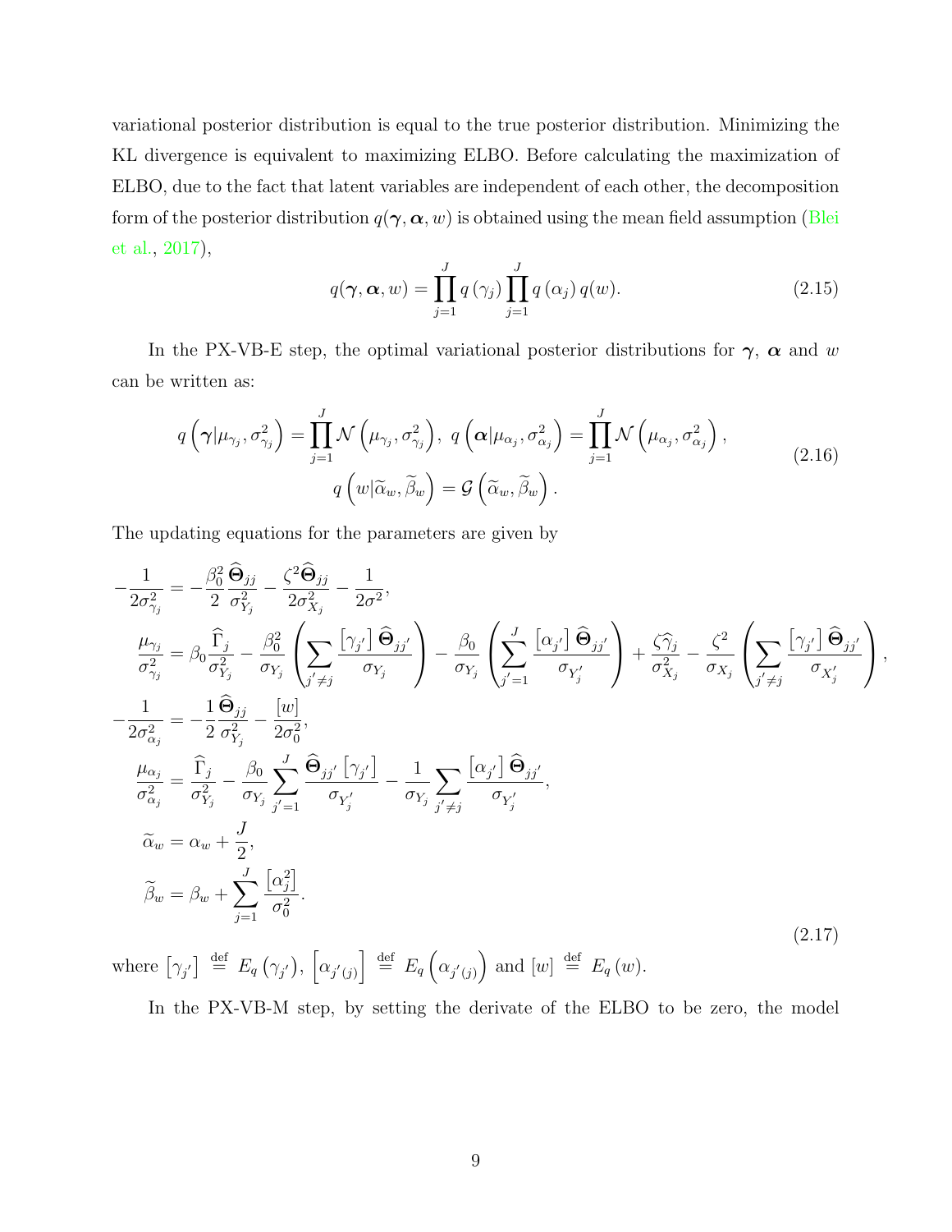variational posterior distribution is equal to the true posterior distribution. Minimizing the KL divergence is equivalent to maximizing ELBO. Before calculating the maximization of ELBO, due to the fact that latent variables are independent of each other, the decomposition form of the posterior distribution $q(\boldsymbol{\gamma}, \boldsymbol{\alpha}, w)$ is obtained using the mean field assumption (Blei et al., 2017),

$$q(\boldsymbol{\gamma}, \boldsymbol{\alpha}, w) = \prod_{j=1}^{J} q\left(\gamma_j\right) \prod_{j=1}^{J} q\left(\alpha_j\right) q(w). \tag{2.15}$$

In the PX-VB-E step, the optimal variational posterior distributions for $\boldsymbol{\gamma}$, $\boldsymbol{\alpha}$ and $w$ can be written as:

$$\begin{gathered} q\left(\boldsymbol{\gamma} | \mu_{\gamma_j}, \sigma_{\gamma_j}^2\right) = \prod_{j=1}^{J} \mathcal{N}\left(\mu_{\gamma_j}, \sigma_{\gamma_j}^2\right),\ q\left(\boldsymbol{\alpha} | \mu_{\alpha_j}, \sigma_{\alpha_j}^2\right) = \prod_{j=1}^{J} \mathcal{N}\left(\mu_{\alpha_j}, \sigma_{\alpha_j}^2\right), \\ q\left(w | \widetilde{\alpha}_w, \widetilde{\beta}_w\right) = \mathcal{G}\left(\widetilde{\alpha}_w, \widetilde{\beta}_w\right). \end{gathered} \tag{2.16}$$

The updating equations for the parameters are given by

$$\begin{aligned} -\frac{1}{2\sigma_{\gamma_j}^2} &= -\frac{\beta_0^2}{2} \frac{\widehat{\boldsymbol{\Theta}}_{jj}}{\sigma_{Y_j}^2} - \frac{\zeta^2 \widehat{\boldsymbol{\Theta}}_{jj}}{2\sigma_{X_j}^2} - \frac{1}{2\sigma^2}, \\ \frac{\mu_{\gamma_j}}{\sigma_{\gamma_j}^2} &= \beta_0 \frac{\widehat{\Gamma}_j}{\sigma_{Y_j}^2} - \frac{\beta_0^2}{\sigma_{Y_j}} \left( \sum_{j' \neq j} \frac{\left[\gamma_{j'}\right] \widehat{\boldsymbol{\Theta}}_{jj'}}{\sigma_{Y_j}} \right) - \frac{\beta_0}{\sigma_{Y_j}} \left( \sum_{j'=1}^{J} \frac{\left[\alpha_{j'}\right] \widehat{\boldsymbol{\Theta}}_{jj'}}{\sigma_{Y_j'}} \right) + \frac{\zeta \widehat{\gamma}_j}{\sigma_{X_j}^2} - \frac{\zeta^2}{\sigma_{X_j}} \left( \sum_{j' \neq j} \frac{\left[\gamma_{j'}\right] \widehat{\boldsymbol{\Theta}}_{jj'}}{\sigma_{X_j'}} \right), \\ -\frac{1}{2\sigma_{\alpha_j}^2} &= -\frac{1}{2} \frac{\widehat{\boldsymbol{\Theta}}_{jj}}{\sigma_{Y_j}^2} - \frac{[w]}{2\sigma_0^2}, \\ \frac{\mu_{\alpha_j}}{\sigma_{\alpha_j}^2} &= \frac{\widehat{\Gamma}_j}{\sigma_{Y_j}^2} - \frac{\beta_0}{\sigma_{Y_j}} \sum_{j'=1}^{J} \frac{\widehat{\boldsymbol{\Theta}}_{jj'} \left[\gamma_{j'}\right]}{\sigma_{Y_j'}} - \frac{1}{\sigma_{Y_j}} \sum_{j' \neq j} \frac{\left[\alpha_{j'}\right] \widehat{\boldsymbol{\Theta}}_{jj'}}{\sigma_{Y_j'}}, \\ \widetilde{\alpha}_w &= \alpha_w + \frac{J}{2}, \\ \widetilde{\beta}_w &= \beta_w + \sum_{j=1}^{J} \frac{\left[\alpha_j^2\right]}{\sigma_0^2}. \end{aligned} \tag{2.17}$$

where $\left[\gamma_{j'}\right] \overset{\text{def}}{=} E_q\left(\gamma_{j'}\right)$, $\left[\alpha_{j'(j)}\right] \overset{\text{def}}{=} E_q\left(\alpha_{j'(j)}\right)$ and $[w] \overset{\text{def}}{=} E_q(w)$.

In the PX-VB-M step, by setting the derivate of the ELBO to be zero, the model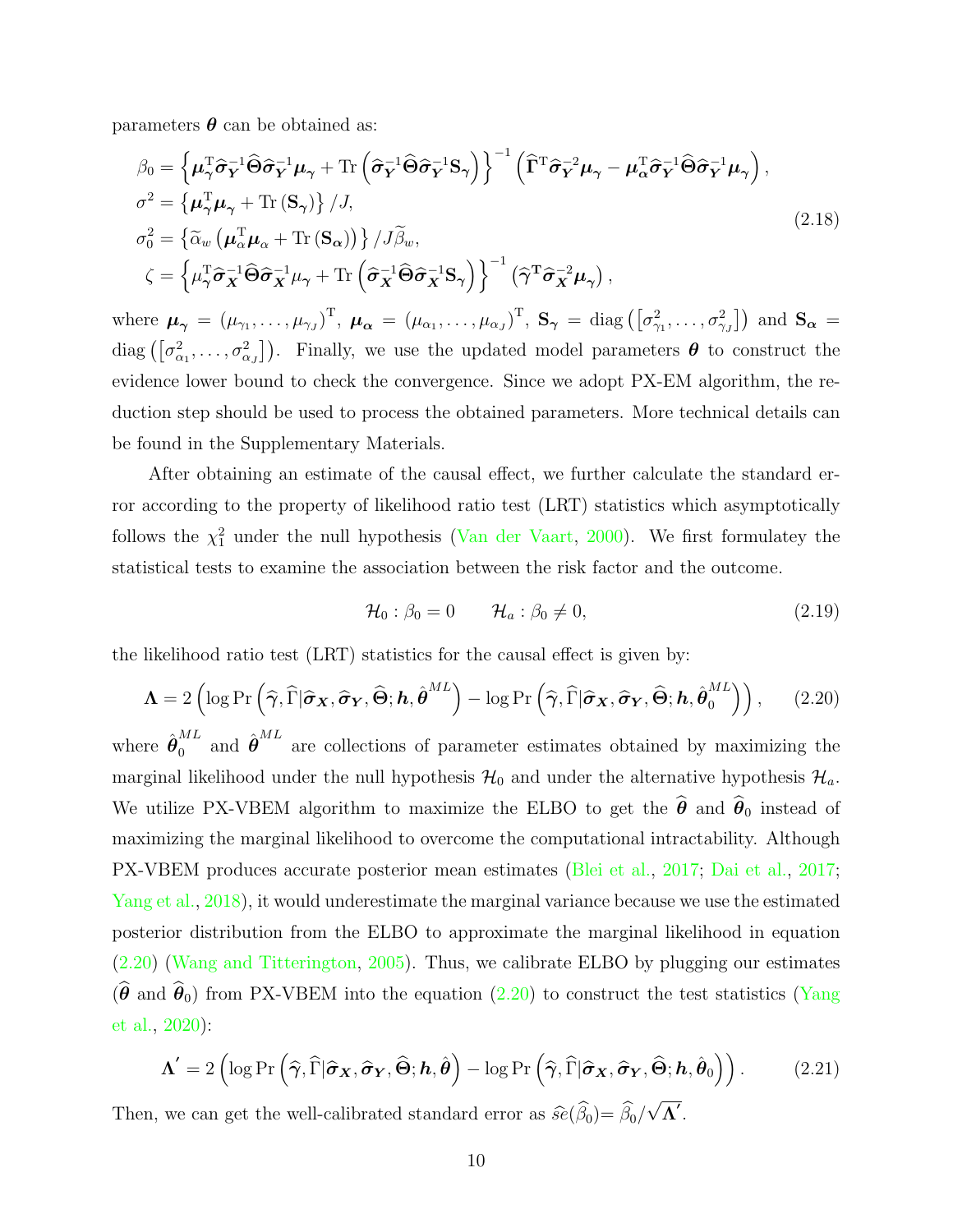parameters $\boldsymbol{\theta}$ can be obtained as:

$$
\begin{aligned}
\beta_0 &= \left\{ \boldsymbol{\mu}_{\gamma}^{\mathrm{T}} \widehat{\boldsymbol{\sigma}}_{\boldsymbol{Y}}^{-1} \widehat{\boldsymbol{\Theta}} \widehat{\boldsymbol{\sigma}}_{\boldsymbol{Y}}^{-1} \boldsymbol{\mu}_{\gamma} + \operatorname{Tr}\left( \widehat{\boldsymbol{\sigma}}_{\boldsymbol{Y}}^{-1} \widehat{\boldsymbol{\Theta}} \widehat{\boldsymbol{\sigma}}_{\boldsymbol{Y}}^{-1} \mathbf{S}_{\gamma} \right) \right\}^{-1} \left( \widehat{\boldsymbol{\Gamma}}^{\mathrm{T}} \widehat{\boldsymbol{\sigma}}_{\boldsymbol{Y}}^{-2} \boldsymbol{\mu}_{\gamma} - \boldsymbol{\mu}_{\boldsymbol{\alpha}}^{\mathrm{T}} \widehat{\boldsymbol{\sigma}}_{\boldsymbol{Y}}^{-1} \widehat{\boldsymbol{\Theta}} \widehat{\boldsymbol{\sigma}}_{\boldsymbol{Y}}^{-1} \boldsymbol{\mu}_{\gamma} \right), \\
\sigma^2 &= \left\{ \boldsymbol{\mu}_{\gamma}^{\mathrm{T}} \boldsymbol{\mu}_{\gamma} + \operatorname{Tr}\left( \mathbf{S}_{\gamma} \right) \right\} / J, \\
\sigma_0^2 &= \left\{ \widetilde{\alpha}_w \left( \boldsymbol{\mu}_{\alpha}^{\mathrm{T}} \boldsymbol{\mu}_{\alpha} + \operatorname{Tr}\left( \mathbf{S}_{\boldsymbol{\alpha}} \right) \right) \right\} / J \widetilde{\beta}_w, \\
\zeta &= \left\{ \mu_{\gamma}^{\mathrm{T}} \widehat{\boldsymbol{\sigma}}_{\boldsymbol{X}}^{-1} \widehat{\boldsymbol{\Theta}} \widehat{\boldsymbol{\sigma}}_{\boldsymbol{X}}^{-1} \mu_{\gamma} + \operatorname{Tr}\left( \widehat{\boldsymbol{\sigma}}_{\boldsymbol{X}}^{-1} \widehat{\boldsymbol{\Theta}} \widehat{\boldsymbol{\sigma}}_{\boldsymbol{X}}^{-1} \mathbf{S}_{\gamma} \right) \right\}^{-1} \left( \widehat{\boldsymbol{\gamma}}^{\mathbf{T}} \widehat{\boldsymbol{\sigma}}_{\boldsymbol{X}}^{-2} \boldsymbol{\mu}_{\gamma} \right),
\end{aligned}
\tag{2.18}
$$

where $\boldsymbol{\mu}_{\boldsymbol{\gamma}} = (\mu_{\gamma_1}, \ldots, \mu_{\gamma_J})^{\mathrm{T}}$, $\boldsymbol{\mu}_{\boldsymbol{\alpha}} = (\mu_{\alpha_1}, \ldots, \mu_{\alpha_J})^{\mathrm{T}}$, $\mathbf{S}_{\boldsymbol{\gamma}} = \operatorname{diag}\left([\sigma_{\gamma_1}^2, \ldots, \sigma_{\gamma_J}^2]\right)$ and $\mathbf{S}_{\boldsymbol{\alpha}} = \operatorname{diag}\left([\sigma_{\alpha_1}^2, \ldots, \sigma_{\alpha_J}^2]\right)$. Finally, we use the updated model parameters $\boldsymbol{\theta}$ to construct the evidence lower bound to check the convergence. Since we adopt PX-EM algorithm, the reduction step should be used to process the obtained parameters. More technical details can be found in the Supplementary Materials.

After obtaining an estimate of the causal effect, we further calculate the standard error according to the property of likelihood ratio test (LRT) statistics which asymptotically follows the $\chi_1^2$ under the null hypothesis (Van der Vaart, 2000). We first formulatey the statistical tests to examine the association between the risk factor and the outcome.

$$
\mathcal{H}_0 : \beta_0 = 0 \qquad \mathcal{H}_a : \beta_0 \neq 0, \tag{2.19}
$$

the likelihood ratio test (LRT) statistics for the causal effect is given by:

$$
\boldsymbol{\Lambda} = 2 \left( \log \Pr\left( \widehat{\boldsymbol{\gamma}}, \widehat{\Gamma} | \widehat{\boldsymbol{\sigma}}_{\boldsymbol{X}}, \widehat{\boldsymbol{\sigma}}_{\boldsymbol{Y}}, \widehat{\boldsymbol{\Theta}}; \boldsymbol{h}, \hat{\boldsymbol{\theta}}^{ML} \right) - \log \Pr\left( \widehat{\boldsymbol{\gamma}}, \widehat{\Gamma} | \widehat{\boldsymbol{\sigma}}_{\boldsymbol{X}}, \widehat{\boldsymbol{\sigma}}_{\boldsymbol{Y}}, \widehat{\boldsymbol{\Theta}}; \boldsymbol{h}, \hat{\boldsymbol{\theta}}_0^{ML} \right) \right), \tag{2.20}
$$

where $\hat{\boldsymbol{\theta}}_0^{ML}$ and $\hat{\boldsymbol{\theta}}^{ML}$ are collections of parameter estimates obtained by maximizing the marginal likelihood under the null hypothesis $\mathcal{H}_0$ and under the alternative hypothesis $\mathcal{H}_a$. We utilize PX-VBEM algorithm to maximize the ELBO to get the $\widehat{\boldsymbol{\theta}}$ and $\widehat{\boldsymbol{\theta}}_0$ instead of maximizing the marginal likelihood to overcome the computational intractability. Although PX-VBEM produces accurate posterior mean estimates (Blei et al., 2017; Dai et al., 2017; Yang et al., 2018), it would underestimate the marginal variance because we use the estimated posterior distribution from the ELBO to approximate the marginal likelihood in equation (2.20) (Wang and Titterington, 2005). Thus, we calibrate ELBO by plugging our estimates ($\widehat{\boldsymbol{\theta}}$ and $\widehat{\boldsymbol{\theta}}_0$) from PX-VBEM into the equation (2.20) to construct the test statistics (Yang et al., 2020):

$$
\boldsymbol{\Lambda}' = 2 \left( \log \Pr\left( \widehat{\boldsymbol{\gamma}}, \widehat{\Gamma} | \widehat{\boldsymbol{\sigma}}_{\boldsymbol{X}}, \widehat{\boldsymbol{\sigma}}_{\boldsymbol{Y}}, \widehat{\boldsymbol{\Theta}}; \boldsymbol{h}, \hat{\boldsymbol{\theta}} \right) - \log \Pr\left( \widehat{\boldsymbol{\gamma}}, \widehat{\Gamma} | \widehat{\boldsymbol{\sigma}}_{\boldsymbol{X}}, \widehat{\boldsymbol{\sigma}}_{\boldsymbol{Y}}, \widehat{\boldsymbol{\Theta}}; \boldsymbol{h}, \hat{\boldsymbol{\theta}}_0 \right) \right). \tag{2.21}
$$

Then, we can get the well-calibrated standard error as $\widehat{se}(\widehat{\beta}_0) = \widehat{\beta}_0 / \sqrt{\boldsymbol{\Lambda}'}$.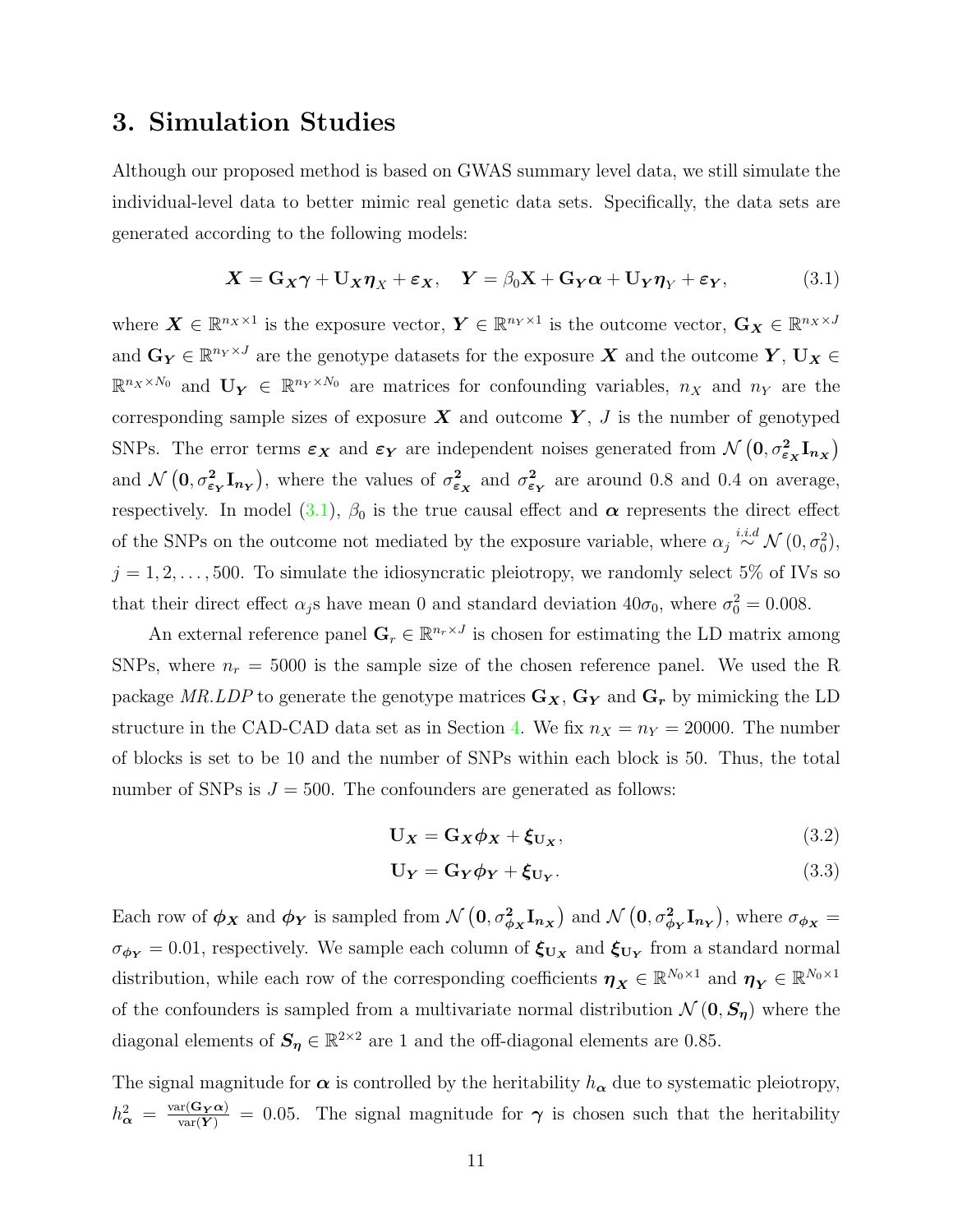## 3. Simulation Studies

Although our proposed method is based on GWAS summary level data, we still simulate the individual-level data to better mimic real genetic data sets. Specifically, the data sets are generated according to the following models:

$$\boldsymbol{X} = \mathbf{G}_{\boldsymbol{X}}\boldsymbol{\gamma} + \mathbf{U}_{\boldsymbol{X}}\boldsymbol{\eta}_X + \boldsymbol{\varepsilon}_{\boldsymbol{X}}, \quad \boldsymbol{Y} = \beta_0\mathbf{X} + \mathbf{G}_{\boldsymbol{Y}}\boldsymbol{\alpha} + \mathbf{U}_{\boldsymbol{Y}}\boldsymbol{\eta}_Y + \boldsymbol{\varepsilon}_{\boldsymbol{Y}}, \tag{3.1}$$

where $\boldsymbol{X} \in \mathbb{R}^{n_X \times 1}$ is the exposure vector, $\boldsymbol{Y} \in \mathbb{R}^{n_Y \times 1}$ is the outcome vector, $\mathbf{G}_{\boldsymbol{X}} \in \mathbb{R}^{n_X \times J}$ and $\mathbf{G}_{\boldsymbol{Y}} \in \mathbb{R}^{n_Y \times J}$ are the genotype datasets for the exposure $\boldsymbol{X}$ and the outcome $\boldsymbol{Y}$, $\mathbf{U}_{\boldsymbol{X}} \in \mathbb{R}^{n_X \times N_0}$ and $\mathbf{U}_{\boldsymbol{Y}} \in \mathbb{R}^{n_Y \times N_0}$ are matrices for confounding variables, $n_X$ and $n_Y$ are the corresponding sample sizes of exposure $\boldsymbol{X}$ and outcome $\boldsymbol{Y}$, $J$ is the number of genotyped SNPs. The error terms $\boldsymbol{\varepsilon}_{\boldsymbol{X}}$ and $\boldsymbol{\varepsilon}_{\boldsymbol{Y}}$ are independent noises generated from $\mathcal{N}\left(\mathbf{0}, \sigma^2_{\boldsymbol{\varepsilon}_{\boldsymbol{X}}}\mathbf{I}_{\boldsymbol{n}_{\boldsymbol{X}}}\right)$ and $\mathcal{N}\left(\mathbf{0}, \sigma^2_{\boldsymbol{\varepsilon}_{\boldsymbol{Y}}}\mathbf{I}_{\boldsymbol{n}_{\boldsymbol{Y}}}\right)$, where the values of $\sigma^2_{\boldsymbol{\varepsilon}_{\boldsymbol{X}}}$ and $\sigma^2_{\boldsymbol{\varepsilon}_{\boldsymbol{Y}}}$ are around 0.8 and 0.4 on average, respectively. In model (3.1), $\beta_0$ is the true causal effect and $\boldsymbol{\alpha}$ represents the direct effect of the SNPs on the outcome not mediated by the exposure variable, where $\alpha_j \overset{i.i.d}{\sim} \mathcal{N}(0, \sigma_0^2)$, $j = 1, 2, \ldots, 500$. To simulate the idiosyncratic pleiotropy, we randomly select 5% of IVs so that their direct effect $\alpha_j$s have mean 0 and standard deviation $40\sigma_0$, where $\sigma_0^2 = 0.008$.

An external reference panel $\mathbf{G}_r \in \mathbb{R}^{n_r \times J}$ is chosen for estimating the LD matrix among SNPs, where $n_r = 5000$ is the sample size of the chosen reference panel. We used the R package *MR.LDP* to generate the genotype matrices $\mathbf{G}_{\boldsymbol{X}}$, $\mathbf{G}_{\boldsymbol{Y}}$ and $\mathbf{G}_{\boldsymbol{r}}$ by mimicking the LD structure in the CAD-CAD data set as in Section 4. We fix $n_X = n_Y = 20000$. The number of blocks is set to be 10 and the number of SNPs within each block is 50. Thus, the total number of SNPs is $J = 500$. The confounders are generated as follows:

$$\mathbf{U}_{\boldsymbol{X}} = \mathbf{G}_{\boldsymbol{X}}\boldsymbol{\phi}_{\boldsymbol{X}} + \boldsymbol{\xi}_{\mathbf{U}_{\boldsymbol{X}}}, \tag{3.2}$$

$$\mathbf{U}_{\boldsymbol{Y}} = \mathbf{G}_{\boldsymbol{Y}}\boldsymbol{\phi}_{\boldsymbol{Y}} + \boldsymbol{\xi}_{\mathbf{U}_{\boldsymbol{Y}}}. \tag{3.3}$$

Each row of $\boldsymbol{\phi}_{\boldsymbol{X}}$ and $\boldsymbol{\phi}_{\boldsymbol{Y}}$ is sampled from $\mathcal{N}\left(\mathbf{0}, \sigma^2_{\boldsymbol{\phi}_{\boldsymbol{X}}}\mathbf{I}_{\boldsymbol{n}_{\boldsymbol{X}}}\right)$ and $\mathcal{N}\left(\mathbf{0}, \sigma^2_{\boldsymbol{\phi}_{\boldsymbol{Y}}}\mathbf{I}_{\boldsymbol{n}_{\boldsymbol{Y}}}\right)$, where $\sigma_{\boldsymbol{\phi}_{\boldsymbol{X}}} = \sigma_{\boldsymbol{\phi}_{\boldsymbol{Y}}} = 0.01$, respectively. We sample each column of $\boldsymbol{\xi}_{\mathbf{U}_{\boldsymbol{X}}}$ and $\boldsymbol{\xi}_{\mathbf{U}_{\boldsymbol{Y}}}$ from a standard normal distribution, while each row of the corresponding coefficients $\boldsymbol{\eta}_{\boldsymbol{X}} \in \mathbb{R}^{N_0 \times 1}$ and $\boldsymbol{\eta}_{\boldsymbol{Y}} \in \mathbb{R}^{N_0 \times 1}$ of the confounders is sampled from a multivariate normal distribution $\mathcal{N}\left(\mathbf{0}, \boldsymbol{S}_{\boldsymbol{\eta}}\right)$ where the diagonal elements of $\boldsymbol{S}_{\boldsymbol{\eta}} \in \mathbb{R}^{2\times 2}$ are 1 and the off-diagonal elements are 0.85.

The signal magnitude for $\boldsymbol{\alpha}$ is controlled by the heritability $h_{\boldsymbol{\alpha}}$ due to systematic pleiotropy, $h^2_{\boldsymbol{\alpha}} = \frac{\mathrm{var}(\mathbf{G}_{\boldsymbol{Y}}\boldsymbol{\alpha})}{\mathrm{var}(\boldsymbol{Y})} = 0.05$. The signal magnitude for $\boldsymbol{\gamma}$ is chosen such that the heritability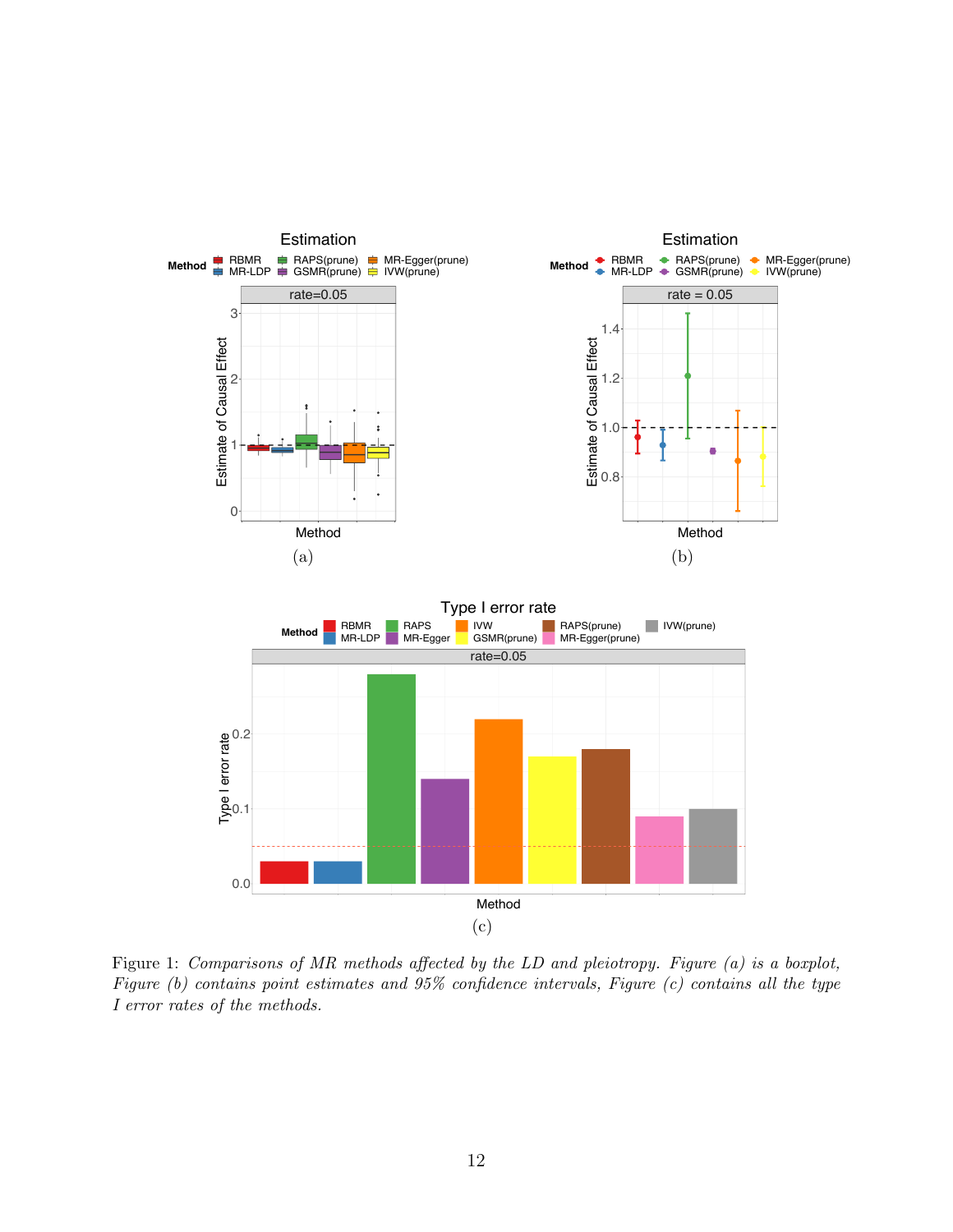Figure 1: *Comparisons of MR methods affected by the LD and pleiotropy. Figure (a) is a boxplot, Figure (b) contains point estimates and 95% confidence intervals, Figure (c) contains all the type I error rates of the methods.*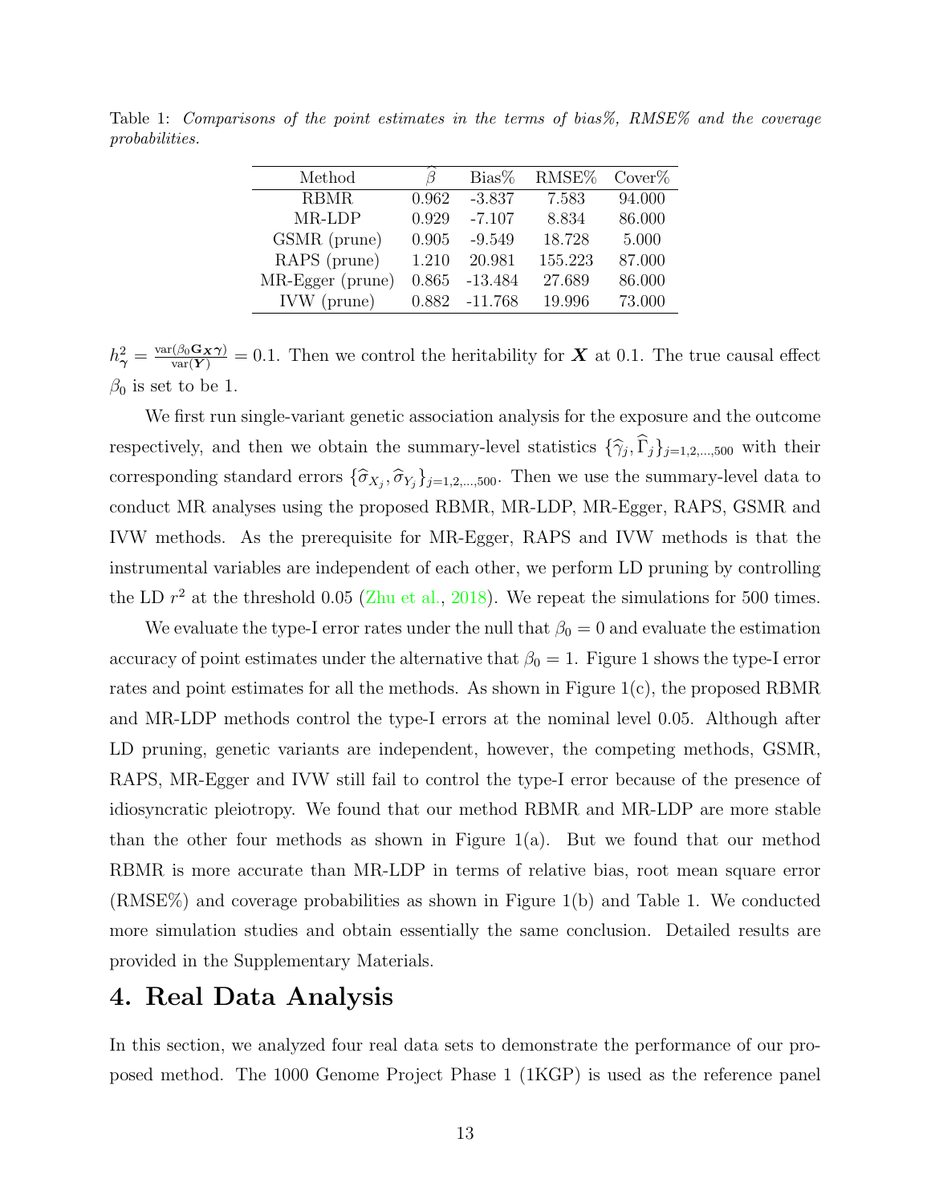Table 1: *Comparisons of the point estimates in the terms of bias%, RMSE% and the coverage probabilities.*

| Method | $\widehat{\beta}$ | Bias% | RMSE% | Cover% |
|---|---|---|---|---|
| RBMR | 0.962 | -3.837 | 7.583 | 94.000 |
| MR-LDP | 0.929 | -7.107 | 8.834 | 86.000 |
| GSMR (prune) | 0.905 | -9.549 | 18.728 | 5.000 |
| RAPS (prune) | 1.210 | 20.981 | 155.223 | 87.000 |
| MR-Egger (prune) | 0.865 | -13.484 | 27.689 | 86.000 |
| IVW (prune) | 0.882 | -11.768 | 19.996 | 73.000 |

$h^2_{\boldsymbol{\gamma}} = \frac{\text{var}(\beta_0 \mathbf{G}_{\boldsymbol{X}} \boldsymbol{\gamma})}{\text{var}(\boldsymbol{Y})} = 0.1$. Then we control the heritability for $\boldsymbol{X}$ at 0.1. The true causal effect $\beta_0$ is set to be 1.

We first run single-variant genetic association analysis for the exposure and the outcome respectively, and then we obtain the summary-level statistics $\{\widehat{\gamma}_j, \widehat{\Gamma}_j\}_{j=1,2,\ldots,500}$ with their corresponding standard errors $\{\widehat{\sigma}_{X_j}, \widehat{\sigma}_{Y_j}\}_{j=1,2,\ldots,500}$. Then we use the summary-level data to conduct MR analyses using the proposed RBMR, MR-LDP, MR-Egger, RAPS, GSMR and IVW methods. As the prerequisite for MR-Egger, RAPS and IVW methods is that the instrumental variables are independent of each other, we perform LD pruning by controlling the LD $r^2$ at the threshold 0.05 (Zhu et al., 2018). We repeat the simulations for 500 times.

We evaluate the type-I error rates under the null that $\beta_0 = 0$ and evaluate the estimation accuracy of point estimates under the alternative that $\beta_0 = 1$. Figure 1 shows the type-I error rates and point estimates for all the methods. As shown in Figure 1(c), the proposed RBMR and MR-LDP methods control the type-I errors at the nominal level 0.05. Although after LD pruning, genetic variants are independent, however, the competing methods, GSMR, RAPS, MR-Egger and IVW still fail to control the type-I error because of the presence of idiosyncratic pleiotropy. We found that our method RBMR and MR-LDP are more stable than the other four methods as shown in Figure 1(a). But we found that our method RBMR is more accurate than MR-LDP in terms of relative bias, root mean square error (RMSE%) and coverage probabilities as shown in Figure 1(b) and Table 1. We conducted more simulation studies and obtain essentially the same conclusion. Detailed results are provided in the Supplementary Materials.

# 4. Real Data Analysis

In this section, we analyzed four real data sets to demonstrate the performance of our proposed method. The 1000 Genome Project Phase 1 (1KGP) is used as the reference panel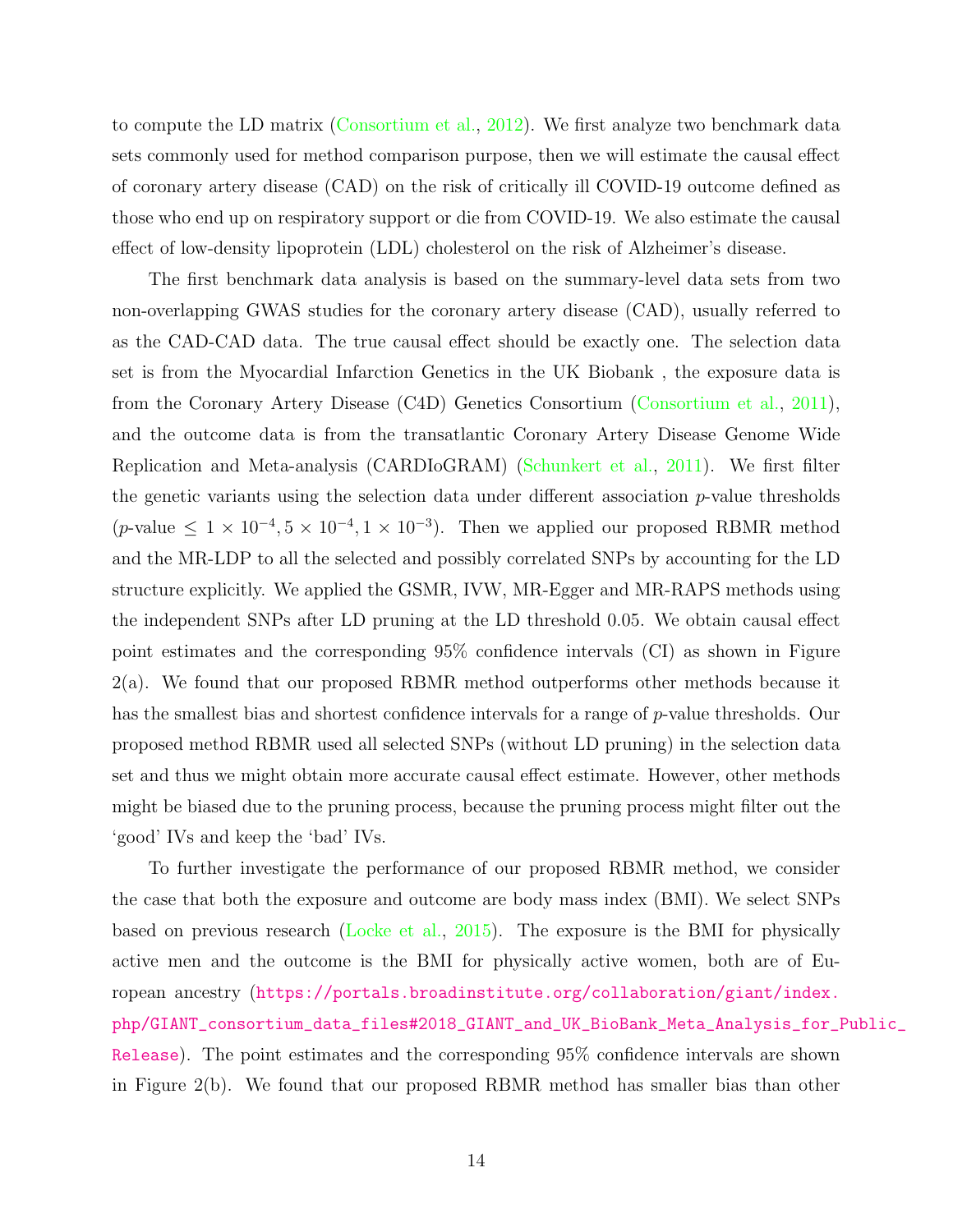to compute the LD matrix (Consortium et al., 2012). We first analyze two benchmark data sets commonly used for method comparison purpose, then we will estimate the causal effect of coronary artery disease (CAD) on the risk of critically ill COVID-19 outcome defined as those who end up on respiratory support or die from COVID-19. We also estimate the causal effect of low-density lipoprotein (LDL) cholesterol on the risk of Alzheimer's disease.

The first benchmark data analysis is based on the summary-level data sets from two non-overlapping GWAS studies for the coronary artery disease (CAD), usually referred to as the CAD-CAD data. The true causal effect should be exactly one. The selection data set is from the Myocardial Infarction Genetics in the UK Biobank , the exposure data is from the Coronary Artery Disease (C4D) Genetics Consortium (Consortium et al., 2011), and the outcome data is from the transatlantic Coronary Artery Disease Genome Wide Replication and Meta-analysis (CARDIoGRAM) (Schunkert et al., 2011). We first filter the genetic variants using the selection data under different association $p$-value thresholds ($p$-value $\leq 1 \times 10^{-4}, 5 \times 10^{-4}, 1 \times 10^{-3}$). Then we applied our proposed RBMR method and the MR-LDP to all the selected and possibly correlated SNPs by accounting for the LD structure explicitly. We applied the GSMR, IVW, MR-Egger and MR-RAPS methods using the independent SNPs after LD pruning at the LD threshold 0.05. We obtain causal effect point estimates and the corresponding 95% confidence intervals (CI) as shown in Figure 2(a). We found that our proposed RBMR method outperforms other methods because it has the smallest bias and shortest confidence intervals for a range of $p$-value thresholds. Our proposed method RBMR used all selected SNPs (without LD pruning) in the selection data set and thus we might obtain more accurate causal effect estimate. However, other methods might be biased due to the pruning process, because the pruning process might filter out the 'good' IVs and keep the 'bad' IVs.

To further investigate the performance of our proposed RBMR method, we consider the case that both the exposure and outcome are body mass index (BMI). We select SNPs based on previous research (Locke et al., 2015). The exposure is the BMI for physically active men and the outcome is the BMI for physically active women, both are of European ancestry (https://portals.broadinstitute.org/collaboration/giant/index.php/GIANT_consortium_data_files#2018_GIANT_and_UK_BioBank_Meta_Analysis_for_Public_Release). The point estimates and the corresponding 95% confidence intervals are shown in Figure 2(b). We found that our proposed RBMR method has smaller bias than other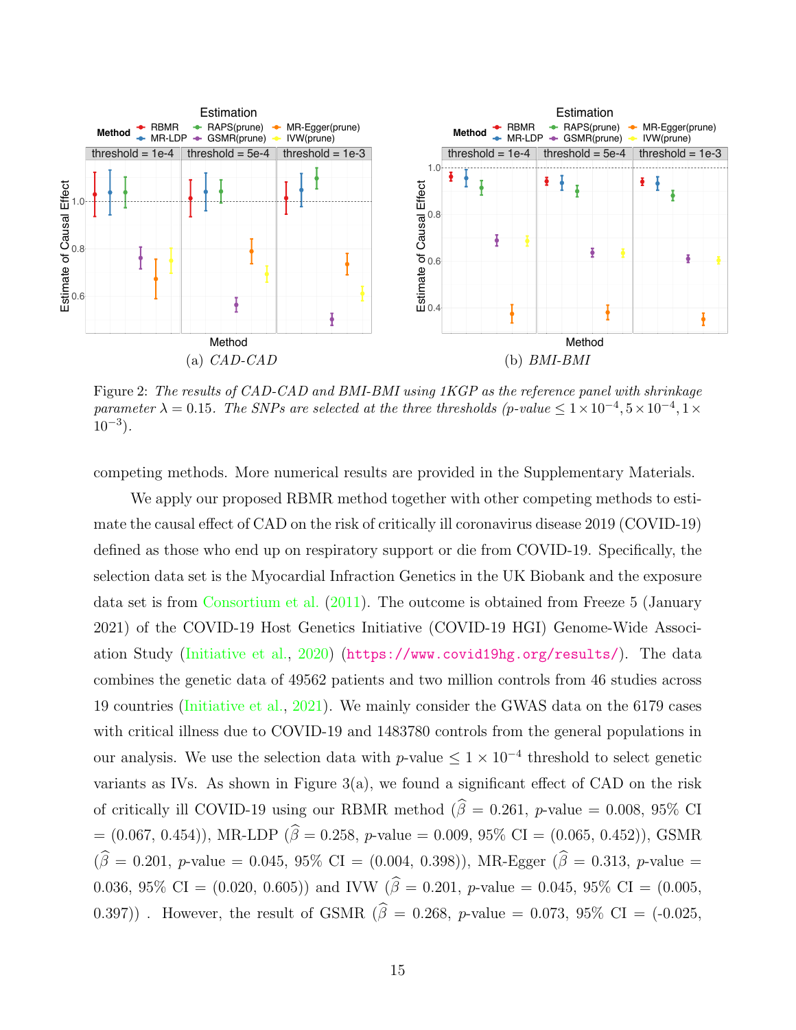(a) *CAD-CAD*

(b) *BMI-BMI*

Figure 2: *The results of CAD-CAD and BMI-BMI using 1KGP as the reference panel with shrinkage parameter $\lambda = 0.15$. The SNPs are selected at the three thresholds (p-value $\leq 1 \times 10^{-4}, 5 \times 10^{-4}, 1 \times 10^{-3}$).*

competing methods. More numerical results are provided in the Supplementary Materials.

We apply our proposed RBMR method together with other competing methods to estimate the causal effect of CAD on the risk of critically ill coronavirus disease 2019 (COVID-19) defined as those who end up on respiratory support or die from COVID-19. Specifically, the selection data set is the Myocardial Infraction Genetics in the UK Biobank and the exposure data set is from Consortium et al. (2011). The outcome is obtained from Freeze 5 (January 2021) of the COVID-19 Host Genetics Initiative (COVID-19 HGI) Genome-Wide Association Study (Initiative et al., 2020) (https://www.covid19hg.org/results/). The data combines the genetic data of 49562 patients and two million controls from 46 studies across 19 countries (Initiative et al., 2021). We mainly consider the GWAS data on the 6179 cases with critical illness due to COVID-19 and 1483780 controls from the general populations in our analysis. We use the selection data with $p$-value $\leq 1 \times 10^{-4}$ threshold to select genetic variants as IVs. As shown in Figure 3(a), we found a significant effect of CAD on the risk of critically ill COVID-19 using our RBMR method ($\widehat{\beta} = 0.261$, $p$-value $= 0.008$, 95% CI $= (0.067, 0.454)$), MR-LDP ($\widehat{\beta} = 0.258$, $p$-value $= 0.009$, 95% CI $= (0.065, 0.452)$), GSMR ($\widehat{\beta} = 0.201$, $p$-value $= 0.045$, 95% CI $= (0.004, 0.398)$), MR-Egger ($\widehat{\beta} = 0.313$, $p$-value $= 0.036$, 95% CI $= (0.020, 0.605)$) and IVW ($\widehat{\beta} = 0.201$, $p$-value $= 0.045$, 95% CI $= (0.005, 0.397)$) . However, the result of GSMR ($\widehat{\beta} = 0.268$, $p$-value $= 0.073$, 95% CI $= (-0.025,$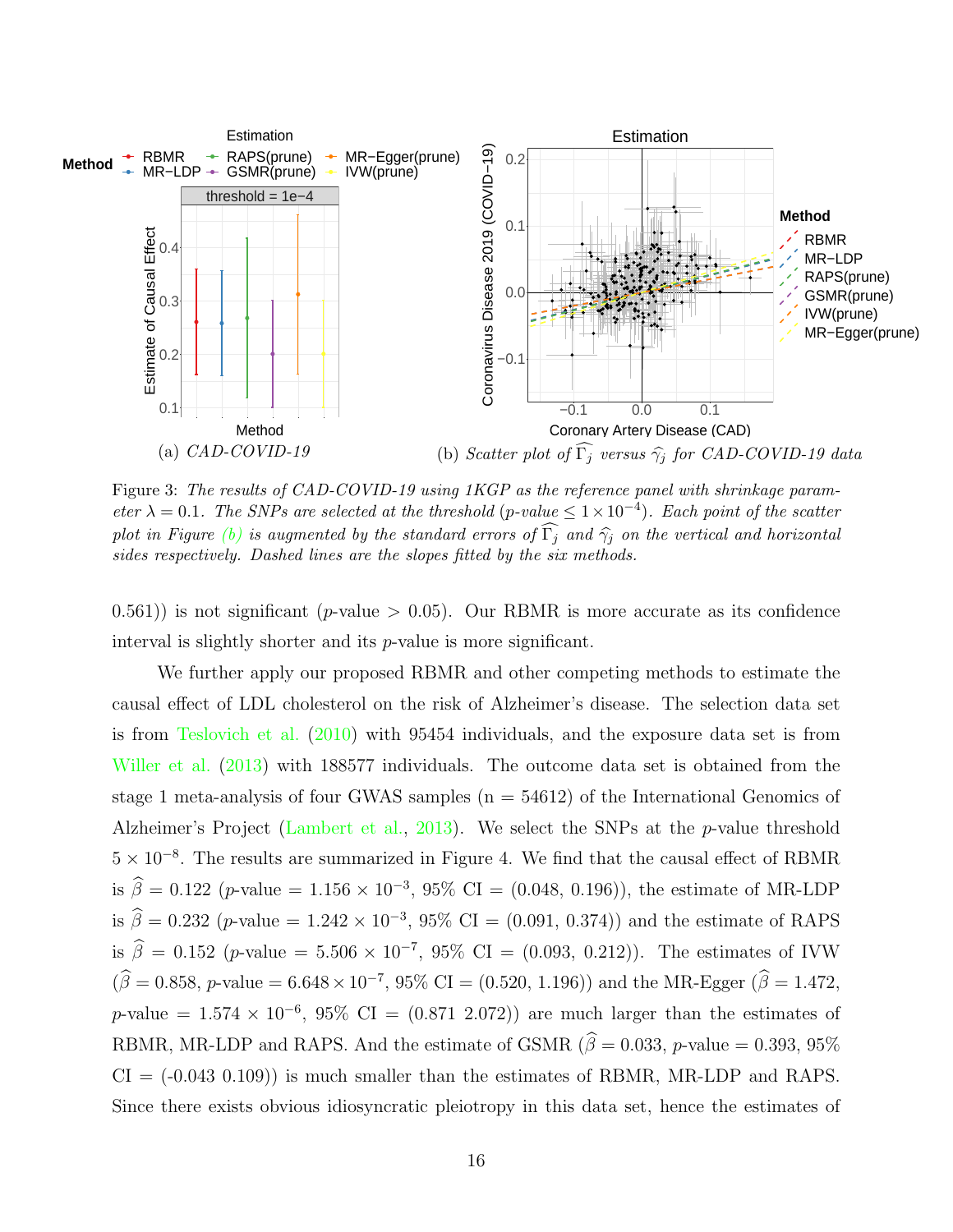(a) *CAD-COVID-19*

(b) *Scatter plot of $\widehat{\Gamma}_j$ versus $\widehat{\gamma}_j$ for CAD-COVID-19 data*

Figure 3: *The results of CAD-COVID-19 using 1KGP as the reference panel with shrinkage parameter $\lambda = 0.1$. The SNPs are selected at the threshold (p-value $\leq 1 \times 10^{-4}$). Each point of the scatter plot in Figure (b) is augmented by the standard errors of $\widehat{\Gamma}_j$ and $\widehat{\gamma}_j$ on the vertical and horizontal sides respectively. Dashed lines are the slopes fitted by the six methods.*

0.561)) is not significant ($p$-value $> 0.05$). Our RBMR is more accurate as its confidence interval is slightly shorter and its $p$-value is more significant.

We further apply our proposed RBMR and other competing methods to estimate the causal effect of LDL cholesterol on the risk of Alzheimer's disease. The selection data set is from Teslovich et al. (2010) with 95454 individuals, and the exposure data set is from Willer et al. (2013) with 188577 individuals. The outcome data set is obtained from the stage 1 meta-analysis of four GWAS samples (n = 54612) of the International Genomics of Alzheimer's Project (Lambert et al., 2013). We select the SNPs at the $p$-value threshold $5 \times 10^{-8}$. The results are summarized in Figure 4. We find that the causal effect of RBMR is $\widehat{\beta} = 0.122$ ($p$-value $= 1.156 \times 10^{-3}$, 95% CI = (0.048, 0.196)), the estimate of MR-LDP is $\widehat{\beta} = 0.232$ ($p$-value $= 1.242 \times 10^{-3}$, 95% CI = (0.091, 0.374)) and the estimate of RAPS is $\widehat{\beta} = 0.152$ ($p$-value $= 5.506 \times 10^{-7}$, 95% CI = (0.093, 0.212)). The estimates of IVW ($\widehat{\beta} = 0.858$, $p$-value $= 6.648 \times 10^{-7}$, 95% CI = (0.520, 1.196)) and the MR-Egger ($\widehat{\beta} = 1.472$, $p$-value $= 1.574 \times 10^{-6}$, 95% CI = (0.871 2.072)) are much larger than the estimates of RBMR, MR-LDP and RAPS. And the estimate of GSMR ($\widehat{\beta} = 0.033$, $p$-value $= 0.393$, 95% CI = (-0.043 0.109)) is much smaller than the estimates of RBMR, MR-LDP and RAPS. Since there exists obvious idiosyncratic pleiotropy in this data set, hence the estimates of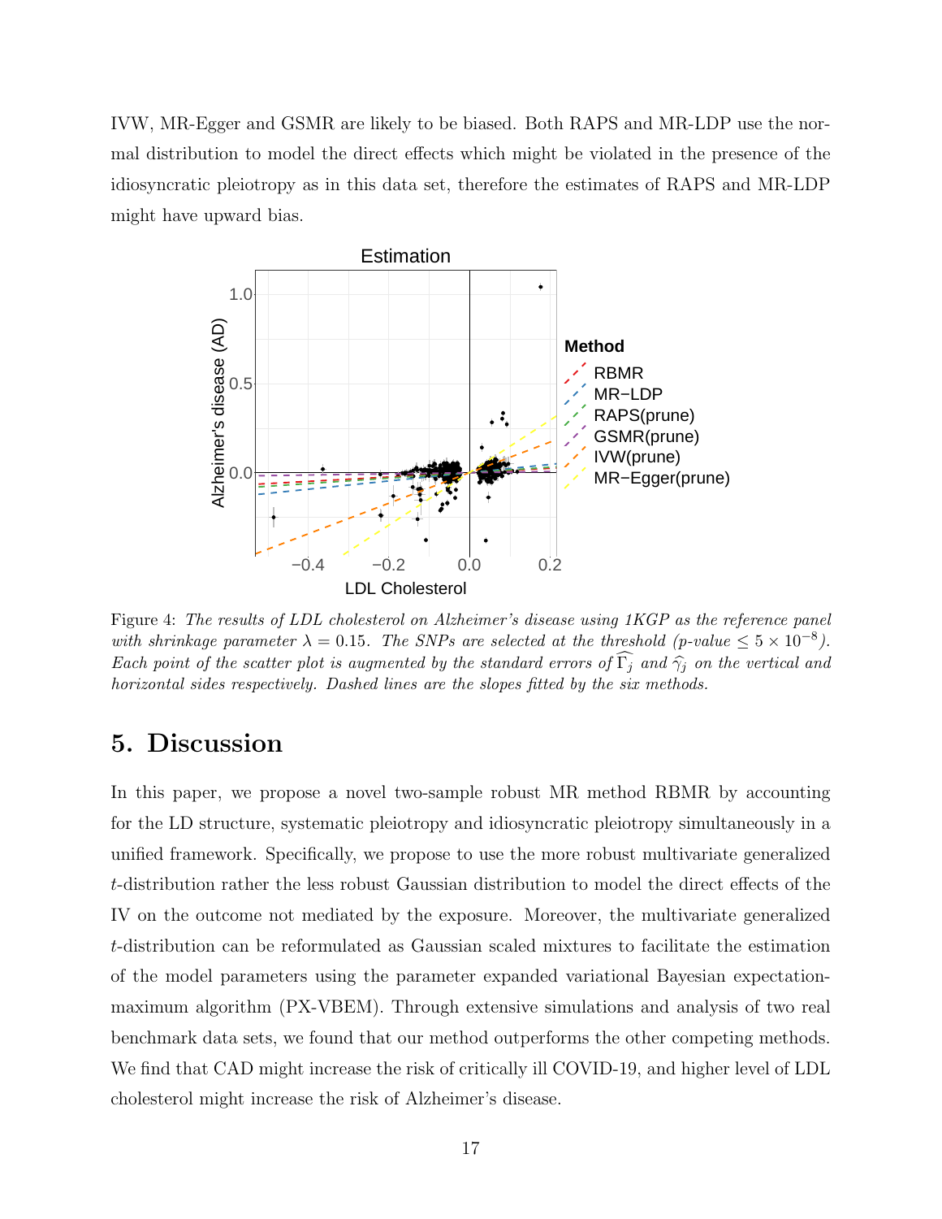IVW, MR-Egger and GSMR are likely to be biased. Both RAPS and MR-LDP use the normal distribution to model the direct effects which might be violated in the presence of the idiosyncratic pleiotropy as in this data set, therefore the estimates of RAPS and MR-LDP might have upward bias.

Figure 4: *The results of LDL cholesterol on Alzheimer's disease using 1KGP as the reference panel with shrinkage parameter $\lambda = 0.15$. The SNPs are selected at the threshold (p-value $\leq 5 \times 10^{-8}$). Each point of the scatter plot is augmented by the standard errors of $\widehat{\Gamma}_j$ and $\widehat{\gamma}_j$ on the vertical and horizontal sides respectively. Dashed lines are the slopes fitted by the six methods.*

## 5. Discussion

In this paper, we propose a novel two-sample robust MR method RBMR by accounting for the LD structure, systematic pleiotropy and idiosyncratic pleiotropy simultaneously in a unified framework. Specifically, we propose to use the more robust multivariate generalized $t$-distribution rather the less robust Gaussian distribution to model the direct effects of the IV on the outcome not mediated by the exposure. Moreover, the multivariate generalized $t$-distribution can be reformulated as Gaussian scaled mixtures to facilitate the estimation of the model parameters using the parameter expanded variational Bayesian expectation-maximum algorithm (PX-VBEM). Through extensive simulations and analysis of two real benchmark data sets, we found that our method outperforms the other competing methods. We find that CAD might increase the risk of critically ill COVID-19, and higher level of LDL cholesterol might increase the risk of Alzheimer's disease.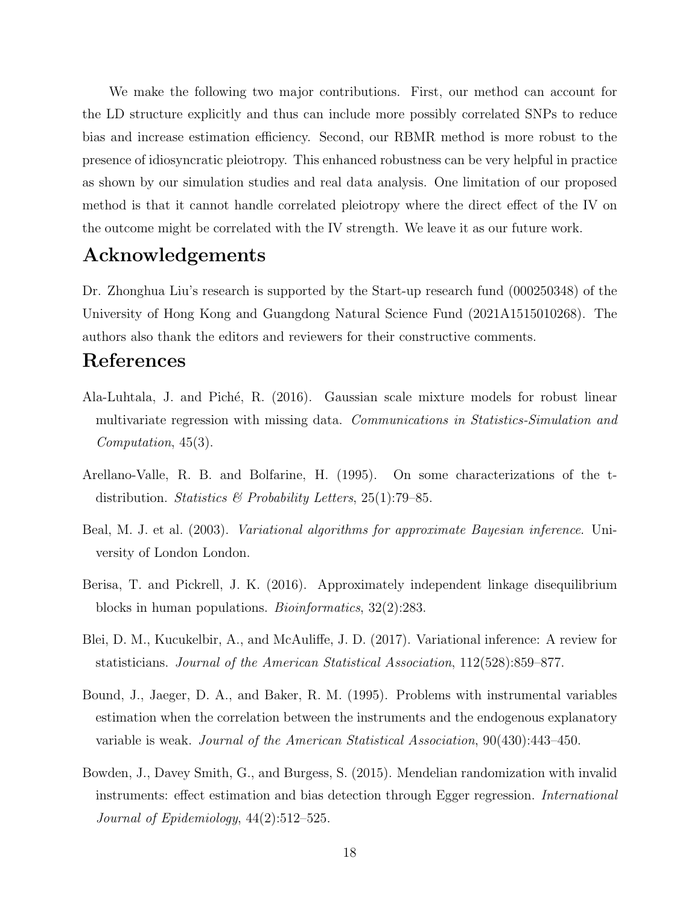We make the following two major contributions. First, our method can account for the LD structure explicitly and thus can include more possibly correlated SNPs to reduce bias and increase estimation efficiency. Second, our RBMR method is more robust to the presence of idiosyncratic pleiotropy. This enhanced robustness can be very helpful in practice as shown by our simulation studies and real data analysis. One limitation of our proposed method is that it cannot handle correlated pleiotropy where the direct effect of the IV on the outcome might be correlated with the IV strength. We leave it as our future work.

# Acknowledgements

Dr. Zhonghua Liu's research is supported by the Start-up research fund (000250348) of the University of Hong Kong and Guangdong Natural Science Fund (2021A1515010268). The authors also thank the editors and reviewers for their constructive comments.

# References

Ala-Luhtala, J. and Piché, R. (2016). Gaussian scale mixture models for robust linear multivariate regression with missing data. *Communications in Statistics-Simulation and Computation*, 45(3).

Arellano-Valle, R. B. and Bolfarine, H. (1995). On some characterizations of the t-distribution. *Statistics & Probability Letters*, 25(1):79–85.

Beal, M. J. et al. (2003). *Variational algorithms for approximate Bayesian inference*. University of London London.

Berisa, T. and Pickrell, J. K. (2016). Approximately independent linkage disequilibrium blocks in human populations. *Bioinformatics*, 32(2):283.

Blei, D. M., Kucukelbir, A., and McAuliffe, J. D. (2017). Variational inference: A review for statisticians. *Journal of the American Statistical Association*, 112(528):859–877.

Bound, J., Jaeger, D. A., and Baker, R. M. (1995). Problems with instrumental variables estimation when the correlation between the instruments and the endogenous explanatory variable is weak. *Journal of the American Statistical Association*, 90(430):443–450.

Bowden, J., Davey Smith, G., and Burgess, S. (2015). Mendelian randomization with invalid instruments: effect estimation and bias detection through Egger regression. *International Journal of Epidemiology*, 44(2):512–525.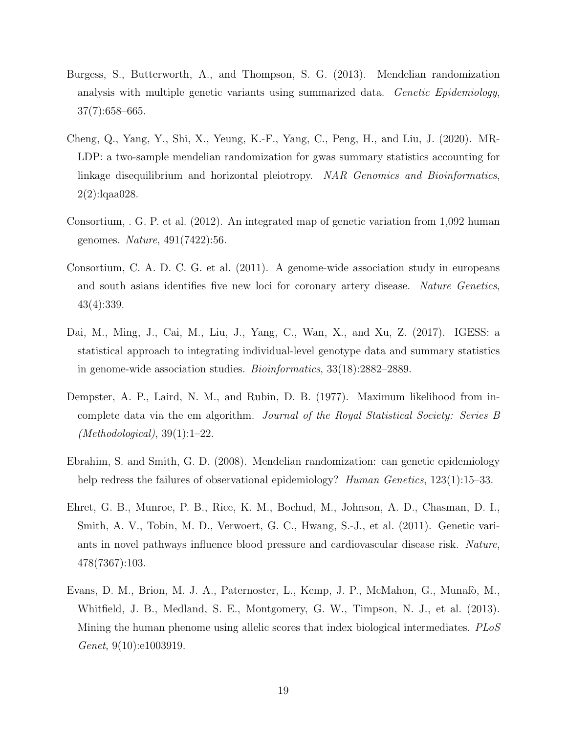Burgess, S., Butterworth, A., and Thompson, S. G. (2013). Mendelian randomization analysis with multiple genetic variants using summarized data. *Genetic Epidemiology*, 37(7):658–665.

Cheng, Q., Yang, Y., Shi, X., Yeung, K.-F., Yang, C., Peng, H., and Liu, J. (2020). MR-LDP: a two-sample mendelian randomization for gwas summary statistics accounting for linkage disequilibrium and horizontal pleiotropy. *NAR Genomics and Bioinformatics*, 2(2):lqaa028.

Consortium, . G. P. et al. (2012). An integrated map of genetic variation from 1,092 human genomes. *Nature*, 491(7422):56.

Consortium, C. A. D. C. G. et al. (2011). A genome-wide association study in europeans and south asians identifies five new loci for coronary artery disease. *Nature Genetics*, 43(4):339.

Dai, M., Ming, J., Cai, M., Liu, J., Yang, C., Wan, X., and Xu, Z. (2017). IGESS: a statistical approach to integrating individual-level genotype data and summary statistics in genome-wide association studies. *Bioinformatics*, 33(18):2882–2889.

Dempster, A. P., Laird, N. M., and Rubin, D. B. (1977). Maximum likelihood from incomplete data via the em algorithm. *Journal of the Royal Statistical Society: Series B (Methodological)*, 39(1):1–22.

Ebrahim, S. and Smith, G. D. (2008). Mendelian randomization: can genetic epidemiology help redress the failures of observational epidemiology? *Human Genetics*, 123(1):15–33.

Ehret, G. B., Munroe, P. B., Rice, K. M., Bochud, M., Johnson, A. D., Chasman, D. I., Smith, A. V., Tobin, M. D., Verwoert, G. C., Hwang, S.-J., et al. (2011). Genetic variants in novel pathways influence blood pressure and cardiovascular disease risk. *Nature*, 478(7367):103.

Evans, D. M., Brion, M. J. A., Paternoster, L., Kemp, J. P., McMahon, G., Munafò, M., Whitfield, J. B., Medland, S. E., Montgomery, G. W., Timpson, N. J., et al. (2013). Mining the human phenome using allelic scores that index biological intermediates. *PLoS Genet*, 9(10):e1003919.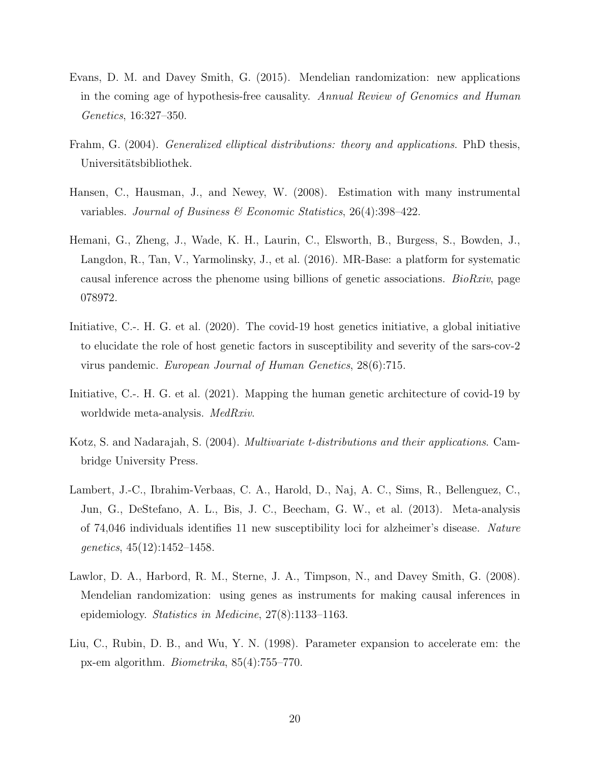Evans, D. M. and Davey Smith, G. (2015). Mendelian randomization: new applications in the coming age of hypothesis-free causality. *Annual Review of Genomics and Human Genetics*, 16:327–350.

Frahm, G. (2004). *Generalized elliptical distributions: theory and applications*. PhD thesis, Universitätsbibliothek.

Hansen, C., Hausman, J., and Newey, W. (2008). Estimation with many instrumental variables. *Journal of Business & Economic Statistics*, 26(4):398–422.

Hemani, G., Zheng, J., Wade, K. H., Laurin, C., Elsworth, B., Burgess, S., Bowden, J., Langdon, R., Tan, V., Yarmolinsky, J., et al. (2016). MR-Base: a platform for systematic causal inference across the phenome using billions of genetic associations. *BioRxiv*, page 078972.

Initiative, C.-. H. G. et al. (2020). The covid-19 host genetics initiative, a global initiative to elucidate the role of host genetic factors in susceptibility and severity of the sars-cov-2 virus pandemic. *European Journal of Human Genetics*, 28(6):715.

Initiative, C.-. H. G. et al. (2021). Mapping the human genetic architecture of covid-19 by worldwide meta-analysis. *MedRxiv*.

Kotz, S. and Nadarajah, S. (2004). *Multivariate t-distributions and their applications*. Cambridge University Press.

Lambert, J.-C., Ibrahim-Verbaas, C. A., Harold, D., Naj, A. C., Sims, R., Bellenguez, C., Jun, G., DeStefano, A. L., Bis, J. C., Beecham, G. W., et al. (2013). Meta-analysis of 74,046 individuals identifies 11 new susceptibility loci for alzheimer's disease. *Nature genetics*, 45(12):1452–1458.

Lawlor, D. A., Harbord, R. M., Sterne, J. A., Timpson, N., and Davey Smith, G. (2008). Mendelian randomization: using genes as instruments for making causal inferences in epidemiology. *Statistics in Medicine*, 27(8):1133–1163.

Liu, C., Rubin, D. B., and Wu, Y. N. (1998). Parameter expansion to accelerate em: the px-em algorithm. *Biometrika*, 85(4):755–770.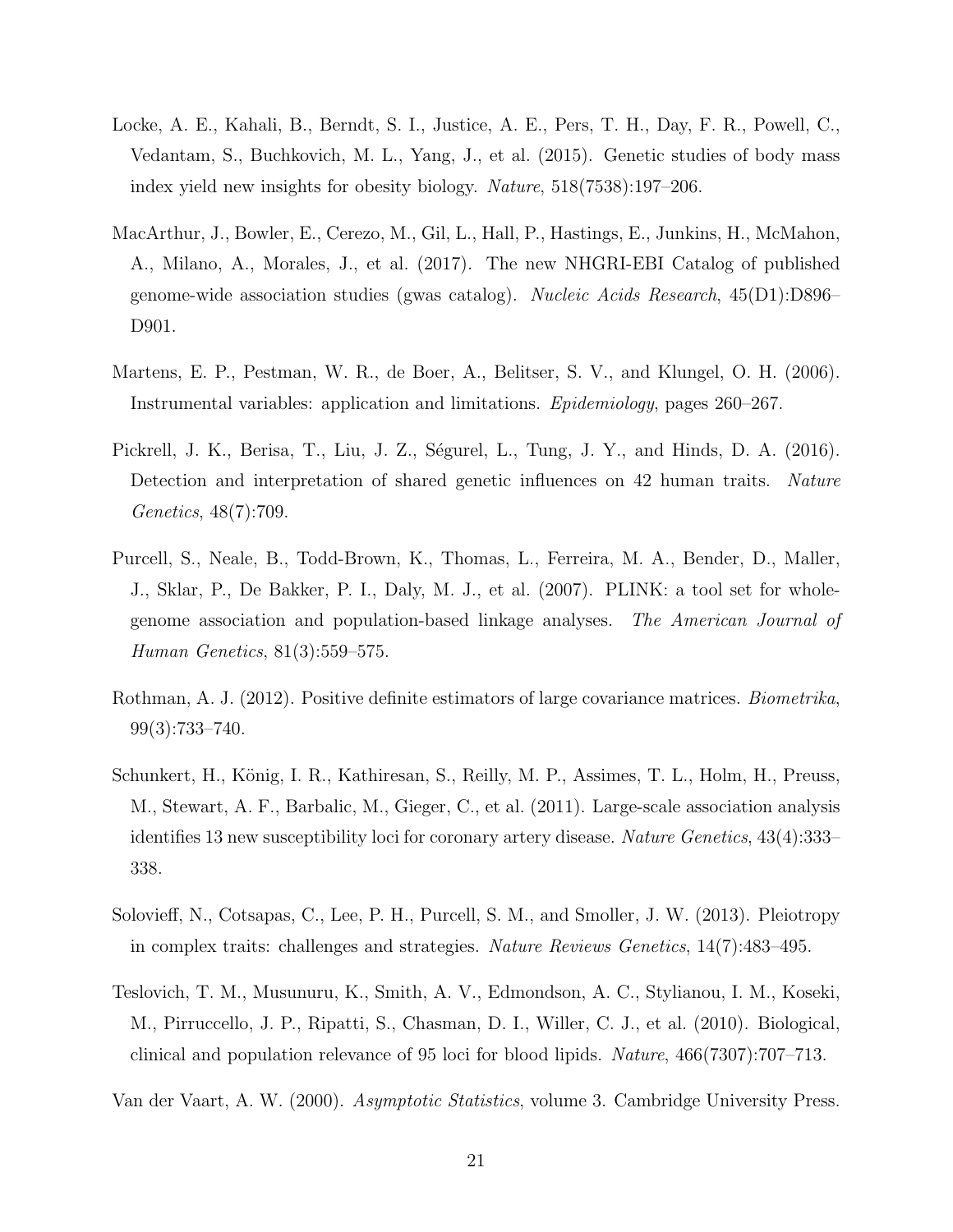Locke, A. E., Kahali, B., Berndt, S. I., Justice, A. E., Pers, T. H., Day, F. R., Powell, C., Vedantam, S., Buchkovich, M. L., Yang, J., et al. (2015). Genetic studies of body mass index yield new insights for obesity biology. *Nature*, 518(7538):197–206.

MacArthur, J., Bowler, E., Cerezo, M., Gil, L., Hall, P., Hastings, E., Junkins, H., McMahon, A., Milano, A., Morales, J., et al. (2017). The new NHGRI-EBI Catalog of published genome-wide association studies (gwas catalog). *Nucleic Acids Research*, 45(D1):D896–D901.

Martens, E. P., Pestman, W. R., de Boer, A., Belitser, S. V., and Klungel, O. H. (2006). Instrumental variables: application and limitations. *Epidemiology*, pages 260–267.

Pickrell, J. K., Berisa, T., Liu, J. Z., Ségurel, L., Tung, J. Y., and Hinds, D. A. (2016). Detection and interpretation of shared genetic influences on 42 human traits. *Nature Genetics*, 48(7):709.

Purcell, S., Neale, B., Todd-Brown, K., Thomas, L., Ferreira, M. A., Bender, D., Maller, J., Sklar, P., De Bakker, P. I., Daly, M. J., et al. (2007). PLINK: a tool set for whole-genome association and population-based linkage analyses. *The American Journal of Human Genetics*, 81(3):559–575.

Rothman, A. J. (2012). Positive definite estimators of large covariance matrices. *Biometrika*, 99(3):733–740.

Schunkert, H., König, I. R., Kathiresan, S., Reilly, M. P., Assimes, T. L., Holm, H., Preuss, M., Stewart, A. F., Barbalic, M., Gieger, C., et al. (2011). Large-scale association analysis identifies 13 new susceptibility loci for coronary artery disease. *Nature Genetics*, 43(4):333–338.

Solovieff, N., Cotsapas, C., Lee, P. H., Purcell, S. M., and Smoller, J. W. (2013). Pleiotropy in complex traits: challenges and strategies. *Nature Reviews Genetics*, 14(7):483–495.

Teslovich, T. M., Musunuru, K., Smith, A. V., Edmondson, A. C., Stylianou, I. M., Koseki, M., Pirruccello, J. P., Ripatti, S., Chasman, D. I., Willer, C. J., et al. (2010). Biological, clinical and population relevance of 95 loci for blood lipids. *Nature*, 466(7307):707–713.

Van der Vaart, A. W. (2000). *Asymptotic Statistics*, volume 3. Cambridge University Press.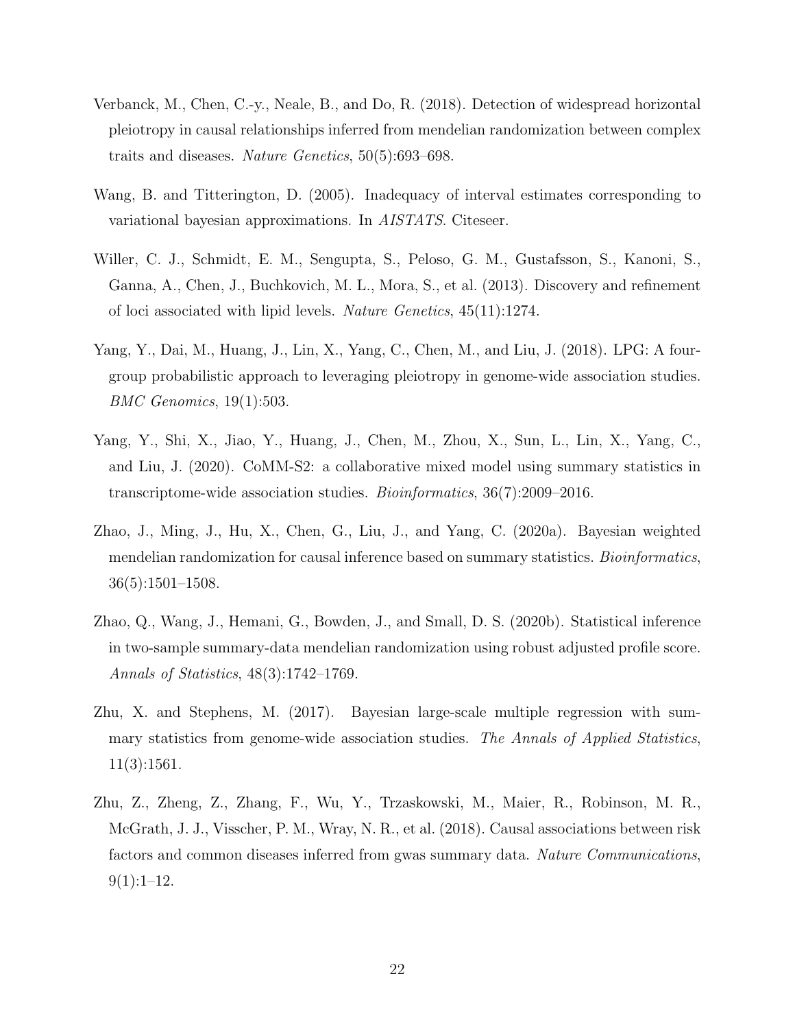Verbanck, M., Chen, C.-y., Neale, B., and Do, R. (2018). Detection of widespread horizontal pleiotropy in causal relationships inferred from mendelian randomization between complex traits and diseases. *Nature Genetics*, 50(5):693–698.

Wang, B. and Titterington, D. (2005). Inadequacy of interval estimates corresponding to variational bayesian approximations. In *AISTATS*. Citeseer.

Willer, C. J., Schmidt, E. M., Sengupta, S., Peloso, G. M., Gustafsson, S., Kanoni, S., Ganna, A., Chen, J., Buchkovich, M. L., Mora, S., et al. (2013). Discovery and refinement of loci associated with lipid levels. *Nature Genetics*, 45(11):1274.

Yang, Y., Dai, M., Huang, J., Lin, X., Yang, C., Chen, M., and Liu, J. (2018). LPG: A four-group probabilistic approach to leveraging pleiotropy in genome-wide association studies. *BMC Genomics*, 19(1):503.

Yang, Y., Shi, X., Jiao, Y., Huang, J., Chen, M., Zhou, X., Sun, L., Lin, X., Yang, C., and Liu, J. (2020). CoMM-S2: a collaborative mixed model using summary statistics in transcriptome-wide association studies. *Bioinformatics*, 36(7):2009–2016.

Zhao, J., Ming, J., Hu, X., Chen, G., Liu, J., and Yang, C. (2020a). Bayesian weighted mendelian randomization for causal inference based on summary statistics. *Bioinformatics*, 36(5):1501–1508.

Zhao, Q., Wang, J., Hemani, G., Bowden, J., and Small, D. S. (2020b). Statistical inference in two-sample summary-data mendelian randomization using robust adjusted profile score. *Annals of Statistics*, 48(3):1742–1769.

Zhu, X. and Stephens, M. (2017). Bayesian large-scale multiple regression with summary statistics from genome-wide association studies. *The Annals of Applied Statistics*, 11(3):1561.

Zhu, Z., Zheng, Z., Zhang, F., Wu, Y., Trzaskowski, M., Maier, R., Robinson, M. R., McGrath, J. J., Visscher, P. M., Wray, N. R., et al. (2018). Causal associations between risk factors and common diseases inferred from gwas summary data. *Nature Communications*, 9(1):1–12.